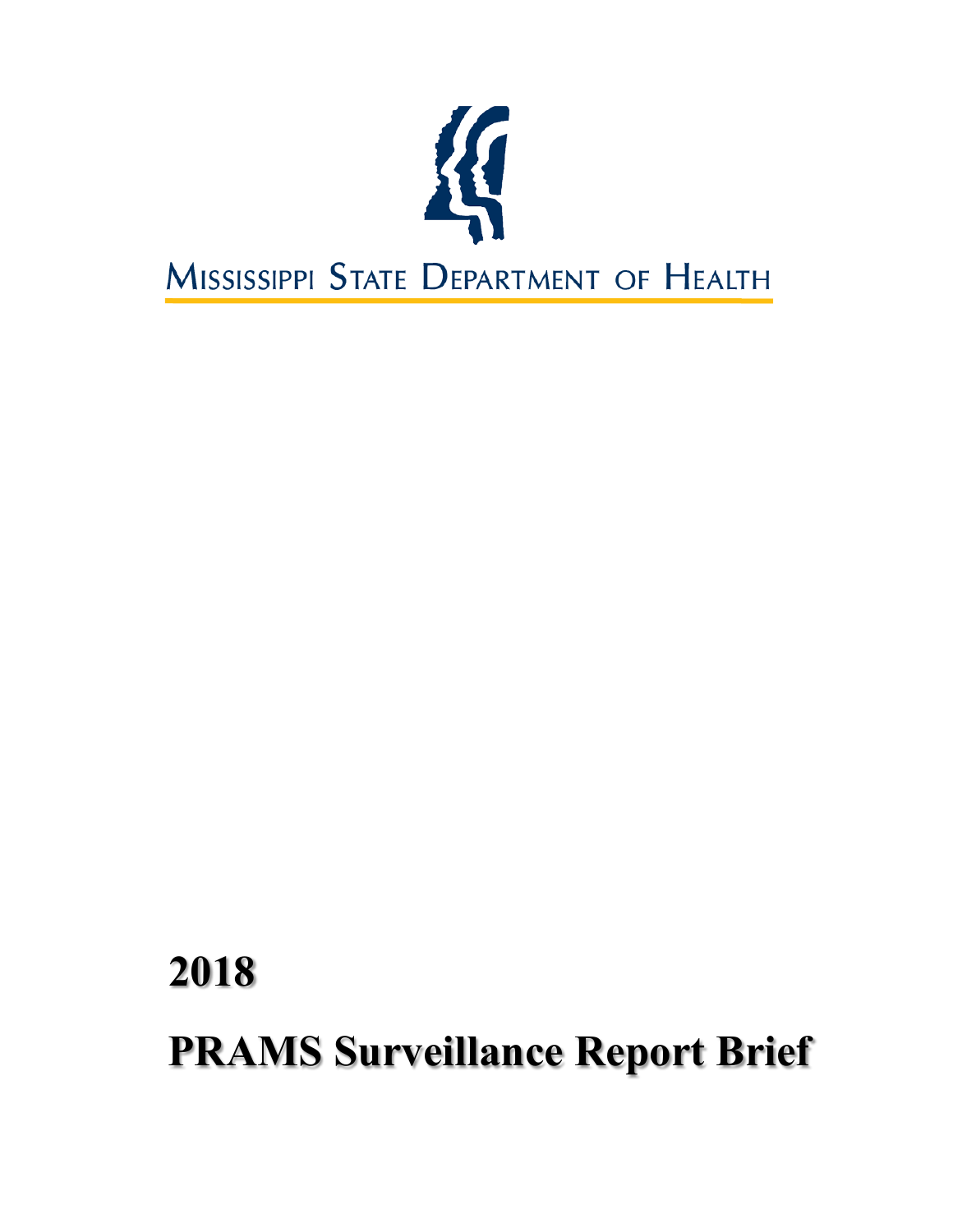Mississippi State Department of Health

# 2018

# PRAMS Surveillance Report Brief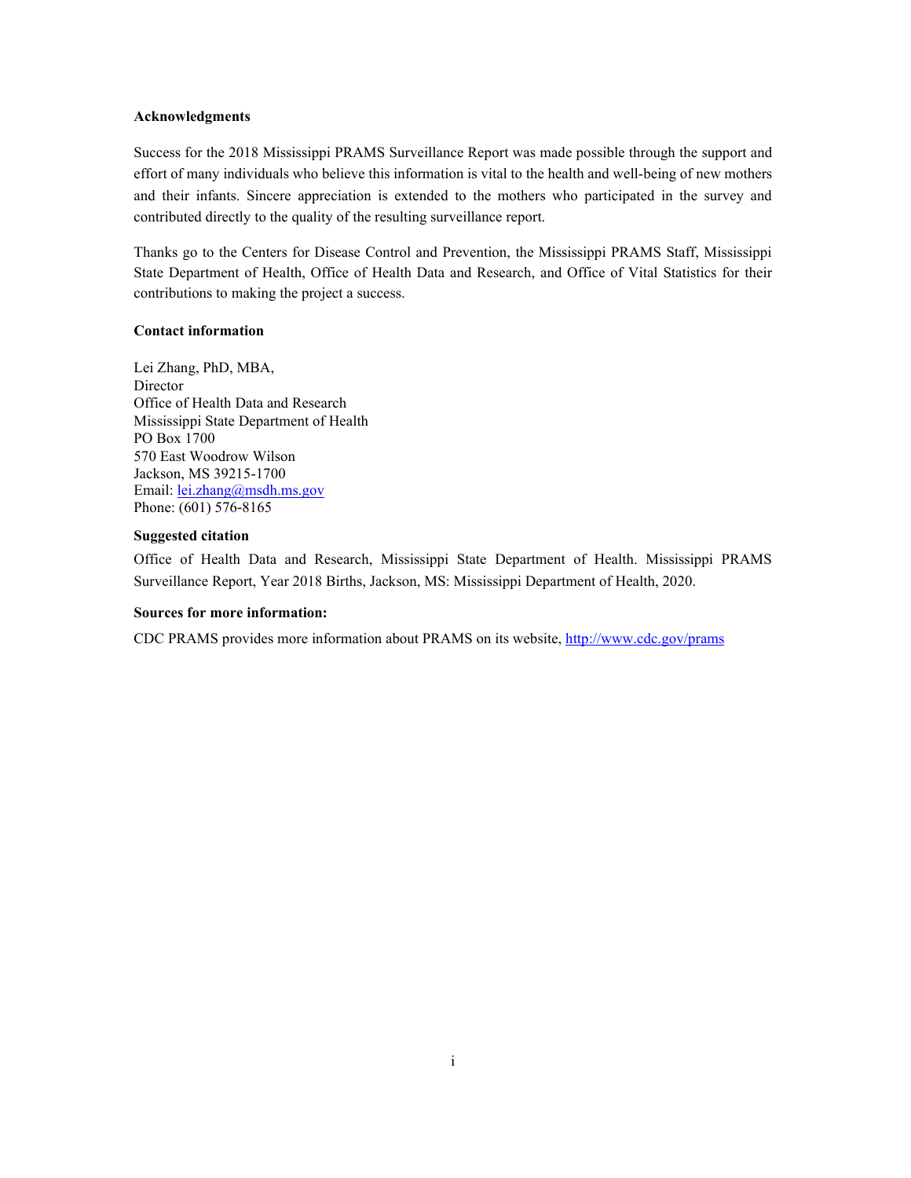**Acknowledgments**

Success for the 2018 Mississippi PRAMS Surveillance Report was made possible through the support and effort of many individuals who believe this information is vital to the health and well-being of new mothers and their infants. Sincere appreciation is extended to the mothers who participated in the survey and contributed directly to the quality of the resulting surveillance report.

Thanks go to the Centers for Disease Control and Prevention, the Mississippi PRAMS Staff, Mississippi State Department of Health, Office of Health Data and Research, and Office of Vital Statistics for their contributions to making the project a success.

**Contact information**

Lei Zhang, PhD, MBA,
Director
Office of Health Data and Research
Mississippi State Department of Health
PO Box 1700
570 East Woodrow Wilson
Jackson, MS 39215-1700
Email: lei.zhang@msdh.ms.gov
Phone: (601) 576-8165

**Suggested citation**

Office of Health Data and Research, Mississippi State Department of Health. Mississippi PRAMS Surveillance Report, Year 2018 Births, Jackson, MS: Mississippi Department of Health, 2020.

**Sources for more information:**

CDC PRAMS provides more information about PRAMS on its website, http://www.cdc.gov/prams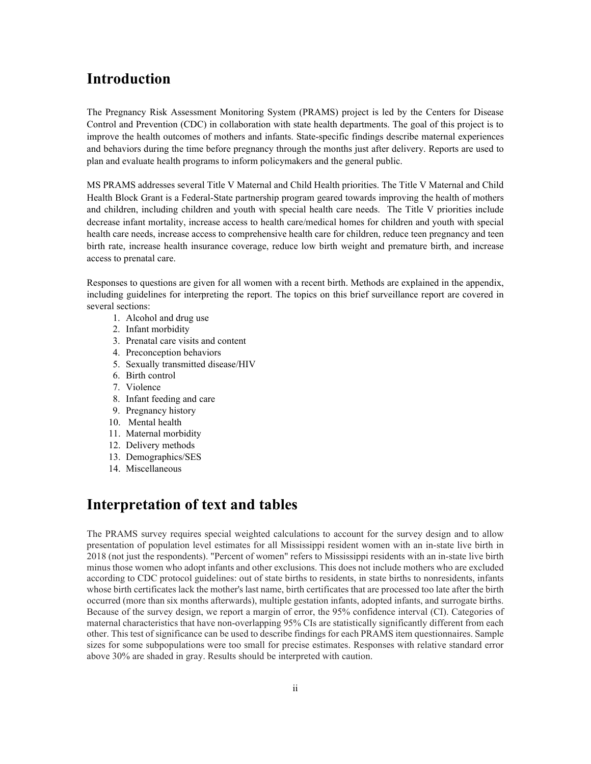## Introduction

The Pregnancy Risk Assessment Monitoring System (PRAMS) project is led by the Centers for Disease Control and Prevention (CDC) in collaboration with state health departments. The goal of this project is to improve the health outcomes of mothers and infants. State-specific findings describe maternal experiences and behaviors during the time before pregnancy through the months just after delivery. Reports are used to plan and evaluate health programs to inform policymakers and the general public.

MS PRAMS addresses several Title V Maternal and Child Health priorities. The Title V Maternal and Child Health Block Grant is a Federal-State partnership program geared towards improving the health of mothers and children, including children and youth with special health care needs. The Title V priorities include decrease infant mortality, increase access to health care/medical homes for children and youth with special health care needs, increase access to comprehensive health care for children, reduce teen pregnancy and teen birth rate, increase health insurance coverage, reduce low birth weight and premature birth, and increase access to prenatal care.

Responses to questions are given for all women with a recent birth. Methods are explained in the appendix, including guidelines for interpreting the report. The topics on this brief surveillance report are covered in several sections:

1. Alcohol and drug use
2. Infant morbidity
3. Prenatal care visits and content
4. Preconception behaviors
5. Sexually transmitted disease/HIV
6. Birth control
7. Violence
8. Infant feeding and care
9. Pregnancy history
10. Mental health
11. Maternal morbidity
12. Delivery methods
13. Demographics/SES
14. Miscellaneous

## Interpretation of text and tables

The PRAMS survey requires special weighted calculations to account for the survey design and to allow presentation of population level estimates for all Mississippi resident women with an in-state live birth in 2018 (not just the respondents). "Percent of women" refers to Mississippi residents with an in-state live birth minus those women who adopt infants and other exclusions. This does not include mothers who are excluded according to CDC protocol guidelines: out of state births to residents, in state births to nonresidents, infants whose birth certificates lack the mother's last name, birth certificates that are processed too late after the birth occurred (more than six months afterwards), multiple gestation infants, adopted infants, and surrogate births. Because of the survey design, we report a margin of error, the 95% confidence interval (CI). Categories of maternal characteristics that have non-overlapping 95% CIs are statistically significantly different from each other. This test of significance can be used to describe findings for each PRAMS item questionnaires. Sample sizes for some subpopulations were too small for precise estimates. Responses with relative standard error above 30% are shaded in gray. Results should be interpreted with caution.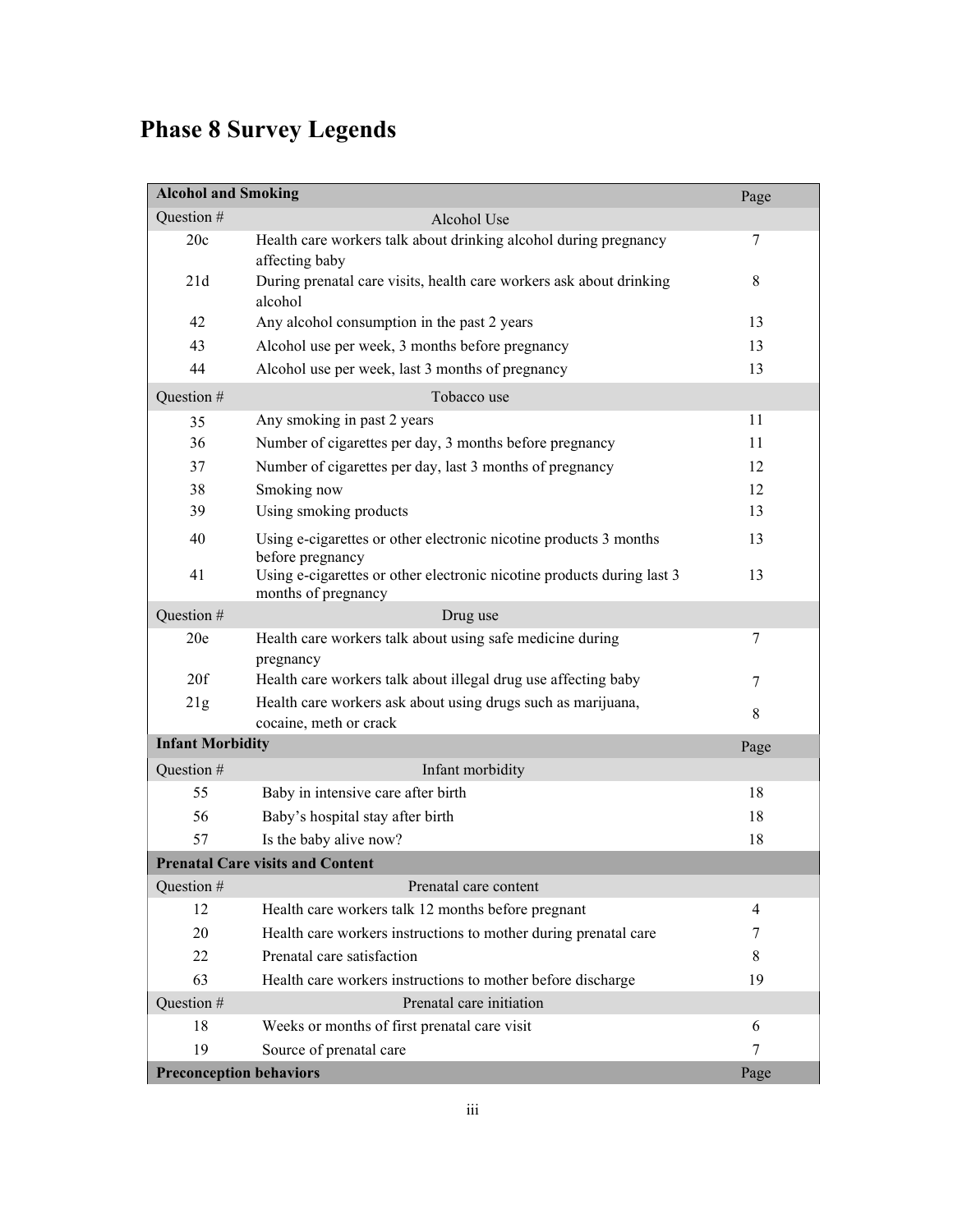# Phase 8 Survey Legends

| **Alcohol and Smoking** | | Page |
|---|---|---|
| Question # | Alcohol Use | |
| 20c | Health care workers talk about drinking alcohol during pregnancy affecting baby | 7 |
| 21d | During prenatal care visits, health care workers ask about drinking alcohol | 8 |
| 42 | Any alcohol consumption in the past 2 years | 13 |
| 43 | Alcohol use per week, 3 months before pregnancy | 13 |
| 44 | Alcohol use per week, last 3 months of pregnancy | 13 |
| Question # | Tobacco use | |
| 35 | Any smoking in past 2 years | 11 |
| 36 | Number of cigarettes per day, 3 months before pregnancy | 11 |
| 37 | Number of cigarettes per day, last 3 months of pregnancy | 12 |
| 38 | Smoking now | 12 |
| 39 | Using smoking products | 13 |
| 40 | Using e-cigarettes or other electronic nicotine products 3 months before pregnancy | 13 |
| 41 | Using e-cigarettes or other electronic nicotine products during last 3 months of pregnancy | 13 |
| Question # | Drug use | |
| 20e | Health care workers talk about using safe medicine during pregnancy | 7 |
| 20f | Health care workers talk about illegal drug use affecting baby | 7 |
| 21g | Health care workers ask about using drugs such as marijuana, cocaine, meth or crack | 8 |
| **Infant Morbidity** | | Page |
| Question # | Infant morbidity | |
| 55 | Baby in intensive care after birth | 18 |
| 56 | Baby's hospital stay after birth | 18 |
| 57 | Is the baby alive now? | 18 |
| **Prenatal Care visits and Content** | | |
| Question # | Prenatal care content | |
| 12 | Health care workers talk 12 months before pregnant | 4 |
| 20 | Health care workers instructions to mother during prenatal care | 7 |
| 22 | Prenatal care satisfaction | 8 |
| 63 | Health care workers instructions to mother before discharge | 19 |
| Question # | Prenatal care initiation | |
| 18 | Weeks or months of first prenatal care visit | 6 |
| 19 | Source of prenatal care | 7 |
| **Preconception behaviors** | | Page |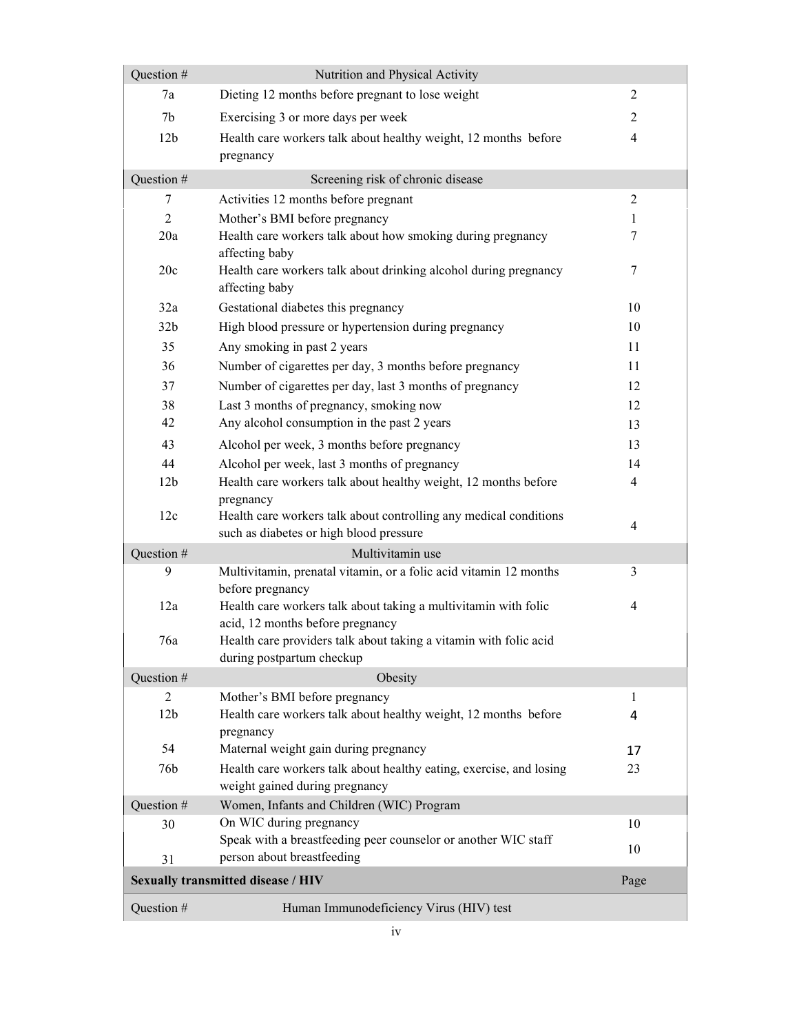| Question # | Nutrition and Physical Activity | |
|---|---|---|
| 7a | Dieting 12 months before pregnant to lose weight | 2 |
| 7b | Exercising 3 or more days per week | 2 |
| 12b | Health care workers talk about healthy weight, 12 months before pregnancy | 4 |
| **Question #** | **Screening risk of chronic disease** | |
| 7 | Activities 12 months before pregnant | 2 |
| 2 | Mother's BMI before pregnancy | 1 |
| 20a | Health care workers talk about how smoking during pregnancy affecting baby | 7 |
| 20c | Health care workers talk about drinking alcohol during pregnancy affecting baby | 7 |
| 32a | Gestational diabetes this pregnancy | 10 |
| 32b | High blood pressure or hypertension during pregnancy | 10 |
| 35 | Any smoking in past 2 years | 11 |
| 36 | Number of cigarettes per day, 3 months before pregnancy | 11 |
| 37 | Number of cigarettes per day, last 3 months of pregnancy | 12 |
| 38 | Last 3 months of pregnancy, smoking now | 12 |
| 42 | Any alcohol consumption in the past 2 years | 13 |
| 43 | Alcohol per week, 3 months before pregnancy | 13 |
| 44 | Alcohol per week, last 3 months of pregnancy | 14 |
| 12b | Health care workers talk about healthy weight, 12 months before pregnancy | 4 |
| 12c | Health care workers talk about controlling any medical conditions such as diabetes or high blood pressure | 4 |
| **Question #** | **Multivitamin use** | |
| 9 | Multivitamin, prenatal vitamin, or a folic acid vitamin 12 months before pregnancy | 3 |
| 12a | Health care workers talk about taking a multivitamin with folic acid, 12 months before pregnancy | 4 |
| 76a | Health care providers talk about taking a vitamin with folic acid during postpartum checkup | |
| **Question #** | **Obesity** | |
| 2 | Mother's BMI before pregnancy | 1 |
| 12b | Health care workers talk about healthy weight, 12 months before pregnancy | 4 |
| 54 | Maternal weight gain during pregnancy | 17 |
| 76b | Health care workers talk about healthy eating, exercise, and losing weight gained during pregnancy | 23 |
| **Question #** | **Women, Infants and Children (WIC) Program** | |
| 30 | On WIC during pregnancy | 10 |
| 31 | Speak with a breastfeeding peer counselor or another WIC staff person about breastfeeding | 10 |
| **Sexually transmitted disease / HIV** | | **Page** |
| **Question #** | **Human Immunodeficiency Virus (HIV) test** | |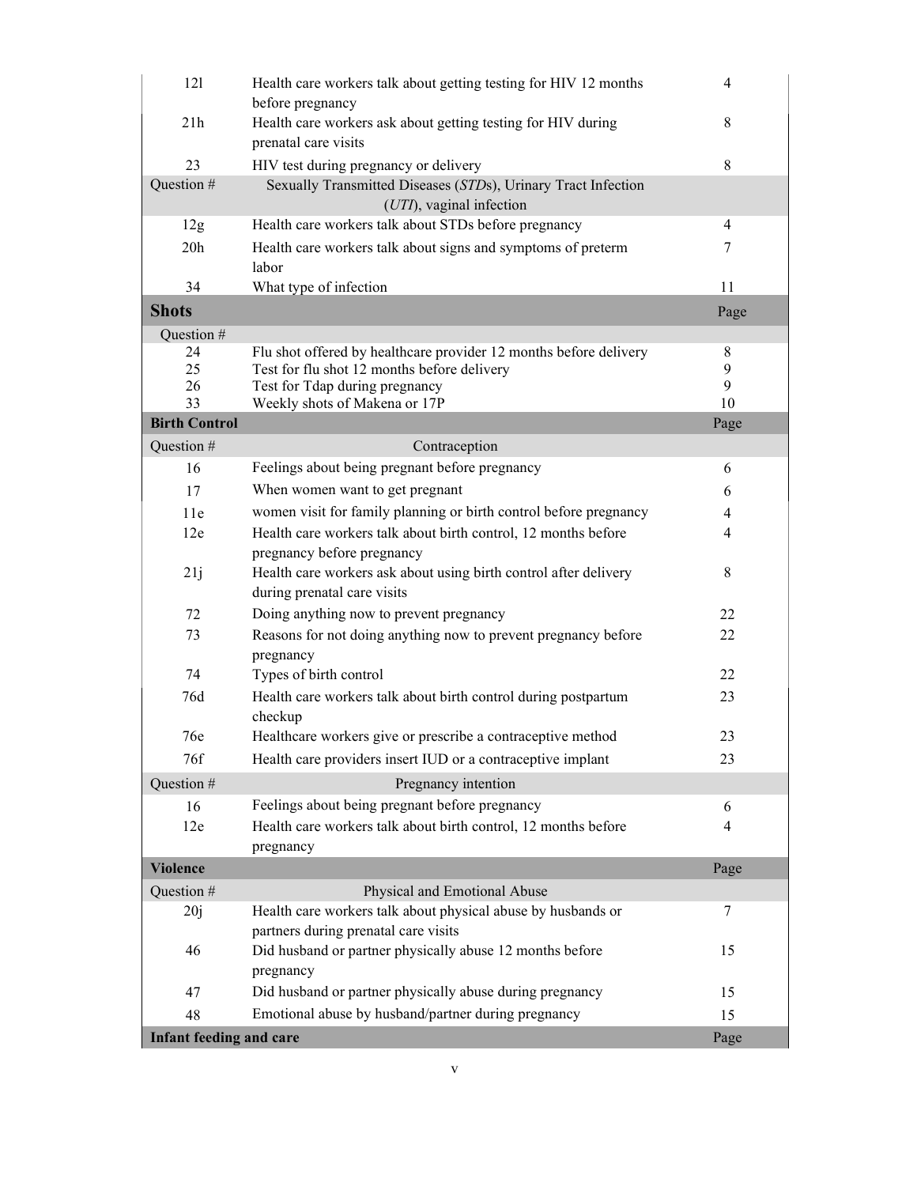| | | |
|---|---|---|
| 12l | Health care workers talk about getting testing for HIV 12 months before pregnancy | 4 |
| 21h | Health care workers ask about getting testing for HIV during prenatal care visits | 8 |
| 23 | HIV test during pregnancy or delivery | 8 |
| Question # | Sexually Transmitted Diseases (*STD*s), Urinary Tract Infection (*UTI*), vaginal infection | |
| 12g | Health care workers talk about STDs before pregnancy | 4 |
| 20h | Health care workers talk about signs and symptoms of preterm labor | 7 |
| 34 | What type of infection | 11 |
| **Shots** | | Page |
| Question # | | |
| 24 | Flu shot offered by healthcare provider 12 months before delivery | 8 |
| 25 | Test for flu shot 12 months before delivery | 9 |
| 26 | Test for Tdap during pregnancy | 9 |
| 33 | Weekly shots of Makena or 17P | 10 |
| **Birth Control** | | Page |
| Question # | Contraception | |
| 16 | Feelings about being pregnant before pregnancy | 6 |
| 17 | When women want to get pregnant | 6 |
| 11e | women visit for family planning or birth control before pregnancy | 4 |
| 12e | Health care workers talk about birth control, 12 months before pregnancy before pregnancy | 4 |
| 21j | Health care workers ask about using birth control after delivery during prenatal care visits | 8 |
| 72 | Doing anything now to prevent pregnancy | 22 |
| 73 | Reasons for not doing anything now to prevent pregnancy before pregnancy | 22 |
| 74 | Types of birth control | 22 |
| 76d | Health care workers talk about birth control during postpartum checkup | 23 |
| 76e | Healthcare workers give or prescribe a contraceptive method | 23 |
| 76f | Health care providers insert IUD or a contraceptive implant | 23 |
| Question # | Pregnancy intention | |
| 16 | Feelings about being pregnant before pregnancy | 6 |
| 12e | Health care workers talk about birth control, 12 months before pregnancy | 4 |
| **Violence** | | Page |
| Question # | Physical and Emotional Abuse | |
| 20j | Health care workers talk about physical abuse by husbands or partners during prenatal care visits | 7 |
| 46 | Did husband or partner physically abuse 12 months before pregnancy | 15 |
| 47 | Did husband or partner physically abuse during pregnancy | 15 |
| 48 | Emotional abuse by husband/partner during pregnancy | 15 |
| **Infant feeding and care** | | Page |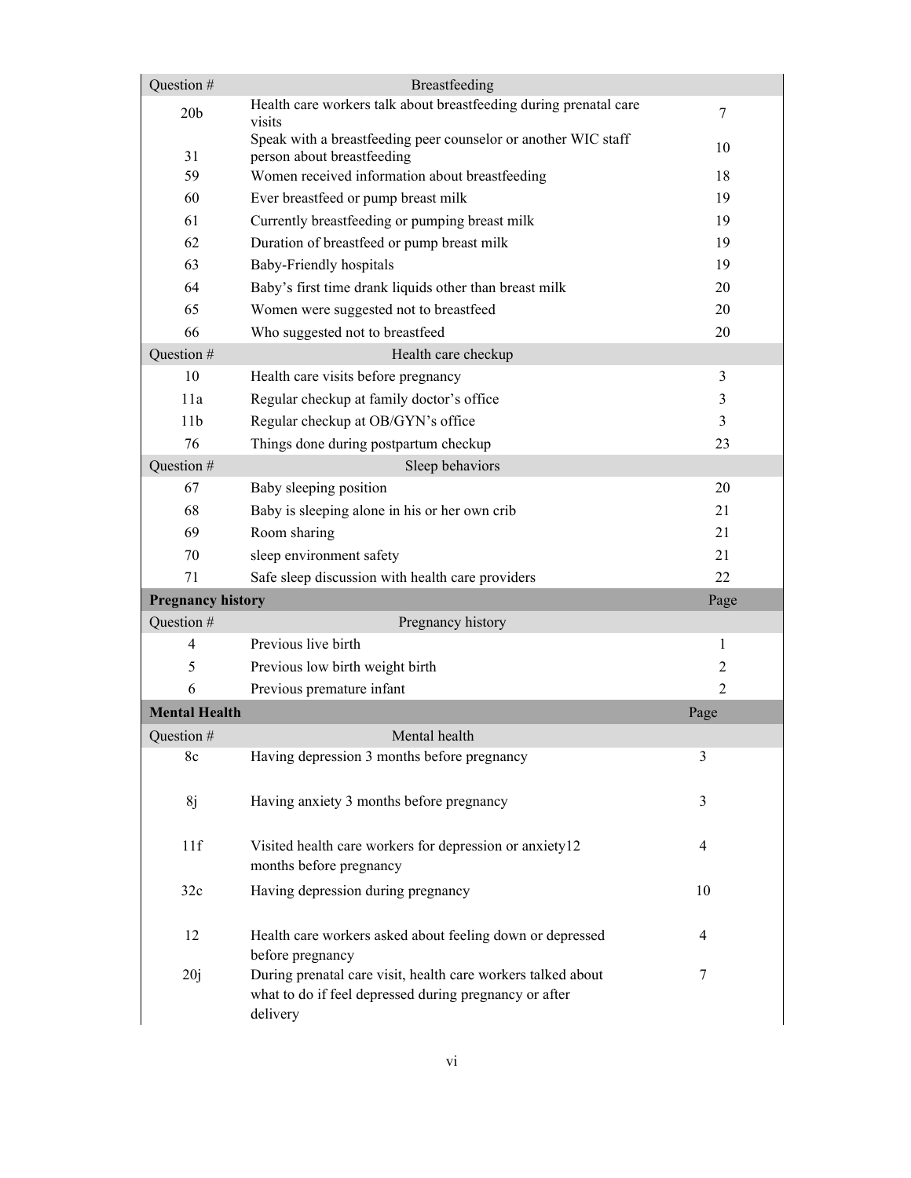| Question # | Breastfeeding | |
|---|---|---|
| 20b | Health care workers talk about breastfeeding during prenatal care visits | 7 |
| 31 | Speak with a breastfeeding peer counselor or another WIC staff person about breastfeeding | 10 |
| 59 | Women received information about breastfeeding | 18 |
| 60 | Ever breastfeed or pump breast milk | 19 |
| 61 | Currently breastfeeding or pumping breast milk | 19 |
| 62 | Duration of breastfeed or pump breast milk | 19 |
| 63 | Baby-Friendly hospitals | 19 |
| 64 | Baby's first time drank liquids other than breast milk | 20 |
| 65 | Women were suggested not to breastfeed | 20 |
| 66 | Who suggested not to breastfeed | 20 |
| **Question #** | **Health care checkup** | |
| 10 | Health care visits before pregnancy | 3 |
| 11a | Regular checkup at family doctor's office | 3 |
| 11b | Regular checkup at OB/GYN's office | 3 |
| 76 | Things done during postpartum checkup | 23 |
| **Question #** | **Sleep behaviors** | |
| 67 | Baby sleeping position | 20 |
| 68 | Baby is sleeping alone in his or her own crib | 21 |
| 69 | Room sharing | 21 |
| 70 | sleep environment safety | 21 |
| 71 | Safe sleep discussion with health care providers | 22 |
| **Pregnancy history** | | **Page** |
| **Question #** | **Pregnancy history** | |
| 4 | Previous live birth | 1 |
| 5 | Previous low birth weight birth | 2 |
| 6 | Previous premature infant | 2 |
| **Mental Health** | | **Page** |
| **Question #** | **Mental health** | |
| 8c | Having depression 3 months before pregnancy | 3 |
| 8j | Having anxiety 3 months before pregnancy | 3 |
| 11f | Visited health care workers for depression or anxiety12 months before pregnancy | 4 |
| 32c | Having depression during pregnancy | 10 |
| 12 | Health care workers asked about feeling down or depressed before pregnancy | 4 |
| 20j | During prenatal care visit, health care workers talked about what to do if feel depressed during pregnancy or after delivery | 7 |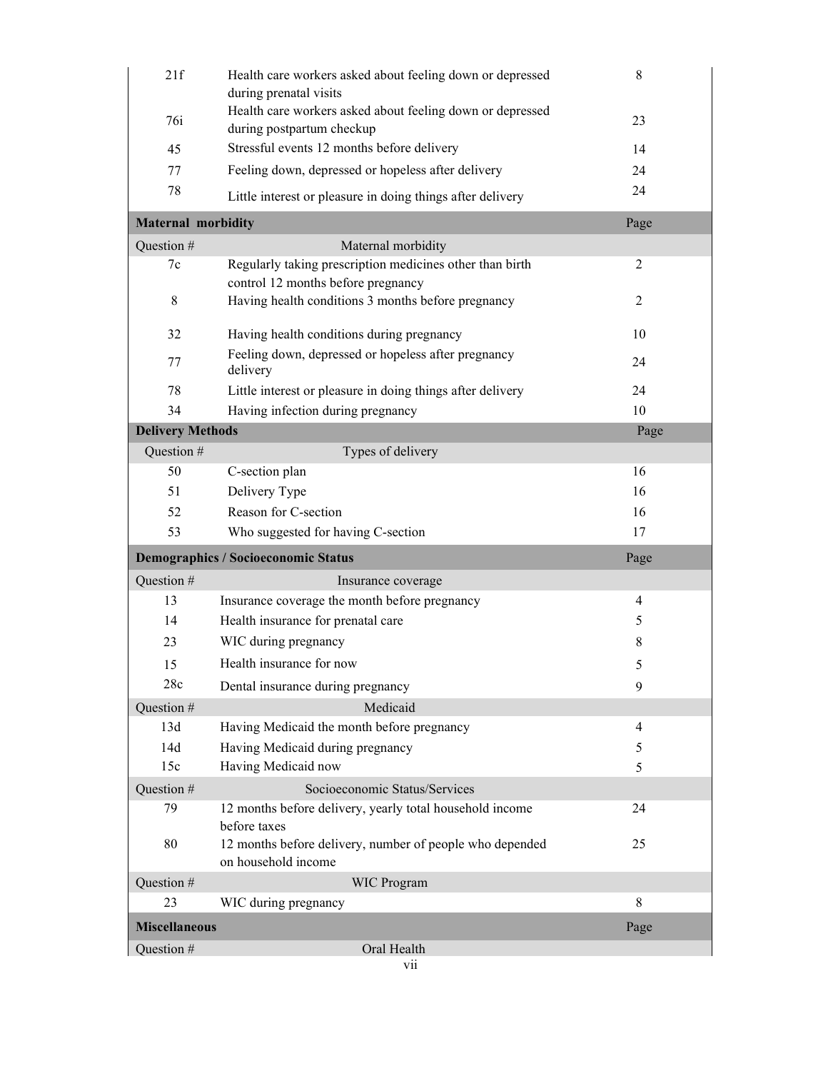| | | |
|---|---|---|
| 21f | Health care workers asked about feeling down or depressed during prenatal visits | 8 |
| 76i | Health care workers asked about feeling down or depressed during postpartum checkup | 23 |
| 45 | Stressful events 12 months before delivery | 14 |
| 77 | Feeling down, depressed or hopeless after delivery | 24 |
| 78 | Little interest or pleasure in doing things after delivery | 24 |
| **Maternal morbidity** | | Page |
| Question # | Maternal morbidity | |
| 7c | Regularly taking prescription medicines other than birth control 12 months before pregnancy | 2 |
| 8 | Having health conditions 3 months before pregnancy | 2 |
| 32 | Having health conditions during pregnancy | 10 |
| 77 | Feeling down, depressed or hopeless after pregnancy delivery | 24 |
| 78 | Little interest or pleasure in doing things after delivery | 24 |
| 34 | Having infection during pregnancy | 10 |
| **Delivery Methods** | | Page |
| Question # | Types of delivery | |
| 50 | C-section plan | 16 |
| 51 | Delivery Type | 16 |
| 52 | Reason for C-section | 16 |
| 53 | Who suggested for having C-section | 17 |
| **Demographics / Socioeconomic Status** | | Page |
| Question # | Insurance coverage | |
| 13 | Insurance coverage the month before pregnancy | 4 |
| 14 | Health insurance for prenatal care | 5 |
| 23 | WIC during pregnancy | 8 |
| 15 | Health insurance for now | 5 |
| 28c | Dental insurance during pregnancy | 9 |
| Question # | Medicaid | |
| 13d | Having Medicaid the month before pregnancy | 4 |
| 14d | Having Medicaid during pregnancy | 5 |
| 15c | Having Medicaid now | 5 |
| Question # | Socioeconomic Status/Services | |
| 79 | 12 months before delivery, yearly total household income before taxes | 24 |
| 80 | 12 months before delivery, number of people who depended on household income | 25 |
| Question # | WIC Program | |
| 23 | WIC during pregnancy | 8 |
| **Miscellaneous** | | Page |
| Question # | Oral Health | |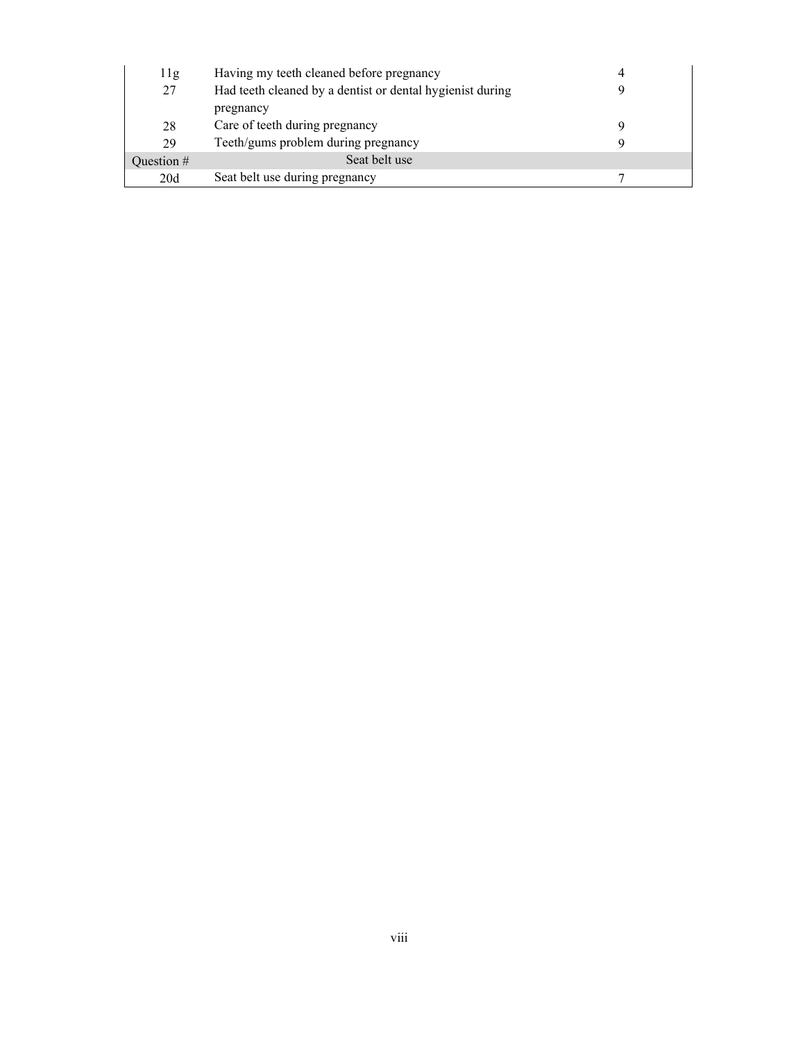| | | |
|---|---|---|
| 11g | Having my teeth cleaned before pregnancy | 4 |
| 27 | Had teeth cleaned by a dentist or dental hygienist during pregnancy | 9 |
| 28 | Care of teeth during pregnancy | 9 |
| 29 | Teeth/gums problem during pregnancy | 9 |
| Question # | Seat belt use | |
| 20d | Seat belt use during pregnancy | 7 |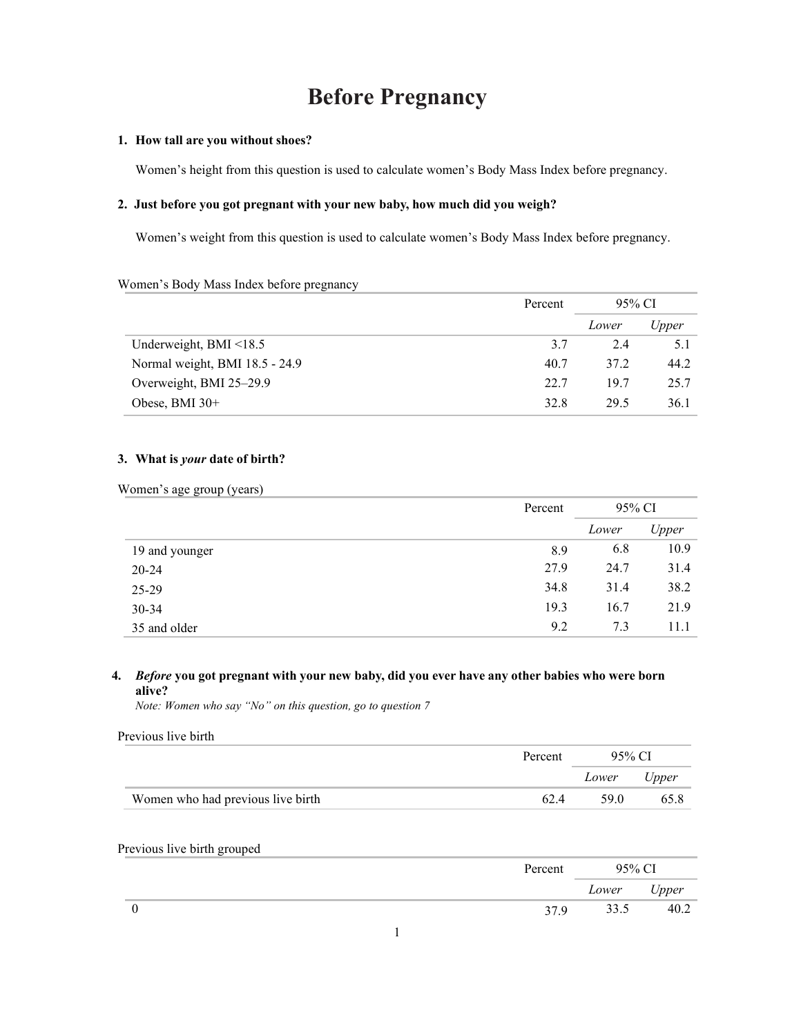# Before Pregnancy

**1. How tall are you without shoes?**

Women's height from this question is used to calculate women's Body Mass Index before pregnancy.

**2. Just before you got pregnant with your new baby, how much did you weigh?**

Women's weight from this question is used to calculate women's Body Mass Index before pregnancy.

Women's Body Mass Index before pregnancy

| | Percent | 95% CI | |
|---|---|---|---|
| | | *Lower* | *Upper* |
| Underweight, BMI <18.5 | 3.7 | 2.4 | 5.1 |
| Normal weight, BMI 18.5 - 24.9 | 40.7 | 37.2 | 44.2 |
| Overweight, BMI 25–29.9 | 22.7 | 19.7 | 25.7 |
| Obese, BMI 30+ | 32.8 | 29.5 | 36.1 |

**3. What is *your* date of birth?**

Women's age group (years)

| | Percent | 95% CI | |
|---|---|---|---|
| | | *Lower* | *Upper* |
| 19 and younger | 8.9 | 6.8 | 10.9 |
| 20-24 | 27.9 | 24.7 | 31.4 |
| 25-29 | 34.8 | 31.4 | 38.2 |
| 30-34 | 19.3 | 16.7 | 21.9 |
| 35 and older | 9.2 | 7.3 | 11.1 |

**4. *Before* you got pregnant with your new baby, did you ever have any other babies who were born alive?**

*Note: Women who say "No" on this question, go to question 7*

Previous live birth

| | Percent | 95% CI | |
|---|---|---|---|
| | | *Lower* | *Upper* |
| Women who had previous live birth | 62.4 | 59.0 | 65.8 |

Previous live birth grouped

| | Percent | 95% CI | |
|---|---|---|---|
| | | *Lower* | *Upper* |
| 0 | 37.9 | 33.5 | 40.2 |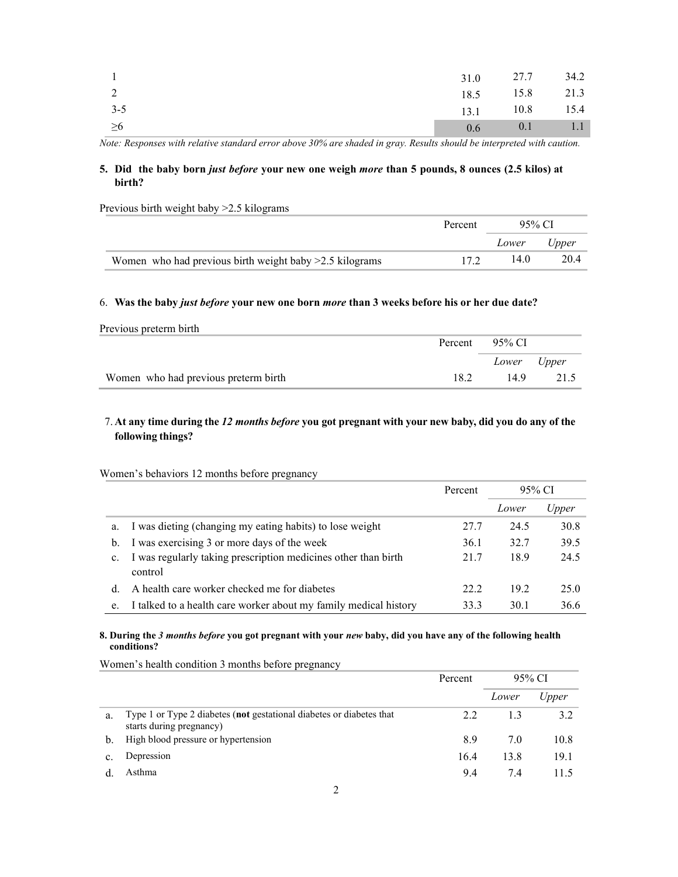| | | | |
|---|---|---|---|
| 1 | 31.0 | 27.7 | 34.2 |
| 2 | 18.5 | 15.8 | 21.3 |
| 3-5 | 13.1 | 10.8 | 15.4 |
| ≥6 | 0.6 | 0.1 | 1.1 |

*Note: Responses with relative standard error above 30% are shaded in gray. Results should be interpreted with caution.*

**5. Did the baby born *just before* your new one weigh *more* than 5 pounds, 8 ounces (2.5 kilos) at birth?**

Previous birth weight baby >2.5 kilograms

| | Percent | 95% CI | |
|---|---|---|---|
| | | *Lower* | *Upper* |
| Women who had previous birth weight baby >2.5 kilograms | 17.2 | 14.0 | 20.4 |

6. **Was the baby *just before* your new one born *more* than 3 weeks before his or her due date?**

Previous preterm birth

| | Percent | 95% CI | |
|---|---|---|---|
| | | *Lower* | *Upper* |
| Women who had previous preterm birth | 18.2 | 14.9 | 21.5 |

7. **At any time during the *12 months before* you got pregnant with your new baby, did you do any of the following things?**

Women's behaviors 12 months before pregnancy

| | Percent | 95% CI | |
|---|---|---|---|
| | | *Lower* | *Upper* |
| a. I was dieting (changing my eating habits) to lose weight | 27.7 | 24.5 | 30.8 |
| b. I was exercising 3 or more days of the week | 36.1 | 32.7 | 39.5 |
| c. I was regularly taking prescription medicines other than birth control | 21.7 | 18.9 | 24.5 |
| d. A health care worker checked me for diabetes | 22.2 | 19.2 | 25.0 |
| e. I talked to a health care worker about my family medical history | 33.3 | 30.1 | 36.6 |

**8. During the *3 months before* you got pregnant with your *new* baby, did you have any of the following health conditions?**

Women's health condition 3 months before pregnancy

| | Percent | 95% CI | |
|---|---|---|---|
| | | *Lower* | *Upper* |
| a. Type 1 or Type 2 diabetes (**not** gestational diabetes or diabetes that starts during pregnancy) | 2.2 | 1.3 | 3.2 |
| b. High blood pressure or hypertension | 8.9 | 7.0 | 10.8 |
| c. Depression | 16.4 | 13.8 | 19.1 |
| d. Asthma | 9.4 | 7.4 | 11.5 |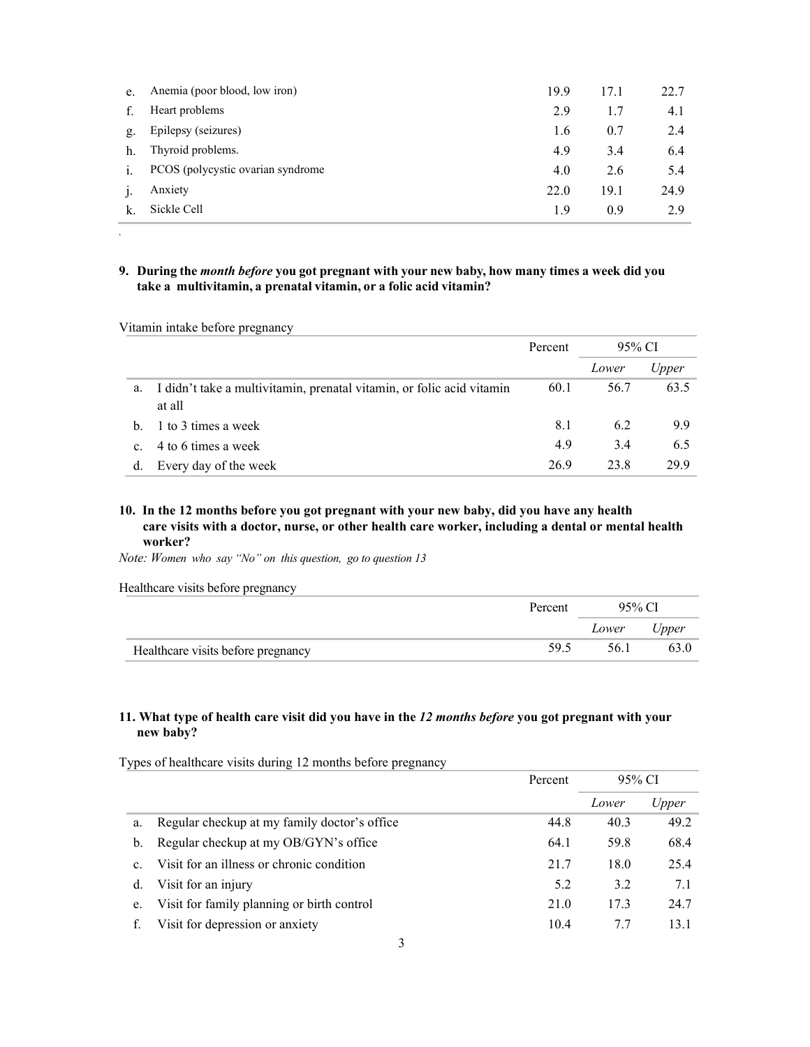| | | Percent | Lower | Upper |
|---|---|---|---|---|
| e. | Anemia (poor blood, low iron) | 19.9 | 17.1 | 22.7 |
| f. | Heart problems | 2.9 | 1.7 | 4.1 |
| g. | Epilepsy (seizures) | 1.6 | 0.7 | 2.4 |
| h. | Thyroid problems. | 4.9 | 3.4 | 6.4 |
| i. | PCOS (polycystic ovarian syndrome | 4.0 | 2.6 | 5.4 |
| j. | Anxiety | 22.0 | 19.1 | 24.9 |
| k. | Sickle Cell | 1.9 | 0.9 | 2.9 |

**9. During the *month before* you got pregnant with your new baby, how many times a week did you take a multivitamin, a prenatal vitamin, or a folic acid vitamin?**

Vitamin intake before pregnancy

| | | Percent | 95% CI | |
|---|---|---|---|---|
| | | | *Lower* | *Upper* |
| a. | I didn't take a multivitamin, prenatal vitamin, or folic acid vitamin at all | 60.1 | 56.7 | 63.5 |
| b. | 1 to 3 times a week | 8.1 | 6.2 | 9.9 |
| c. | 4 to 6 times a week | 4.9 | 3.4 | 6.5 |
| d. | Every day of the week | 26.9 | 23.8 | 29.9 |

**10. In the 12 months before you got pregnant with your new baby, did you have any health care visits with a doctor, nurse, or other health care worker, including a dental or mental health worker?**

*Note: Women who say "No" on this question, go to question 13*

Healthcare visits before pregnancy

| | Percent | 95% CI | |
|---|---|---|---|
| | | *Lower* | *Upper* |
| Healthcare visits before pregnancy | 59.5 | 56.1 | 63.0 |

**11. What type of health care visit did you have in the *12 months before* you got pregnant with your new baby?**

Types of healthcare visits during 12 months before pregnancy

| | | Percent | 95% CI | |
|---|---|---|---|---|
| | | | *Lower* | *Upper* |
| a. | Regular checkup at my family doctor's office | 44.8 | 40.3 | 49.2 |
| b. | Regular checkup at my OB/GYN's office | 64.1 | 59.8 | 68.4 |
| c. | Visit for an illness or chronic condition | 21.7 | 18.0 | 25.4 |
| d. | Visit for an injury | 5.2 | 3.2 | 7.1 |
| e. | Visit for family planning or birth control | 21.0 | 17.3 | 24.7 |
| f. | Visit for depression or anxiety | 10.4 | 7.7 | 13.1 |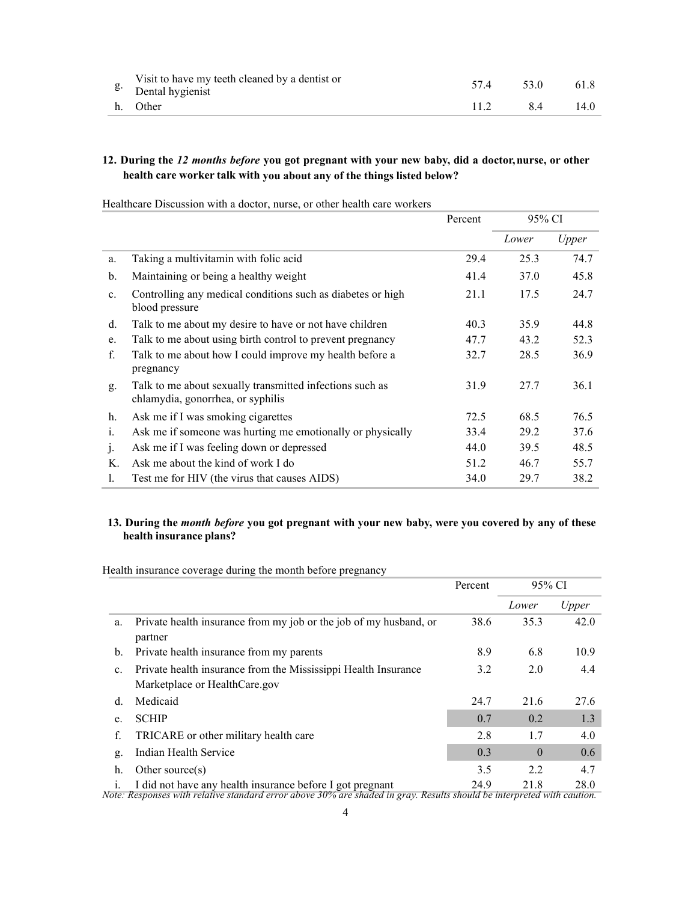| | | | | |
|---|---|---|---|---|
| g. | Visit to have my teeth cleaned by a dentist or Dental hygienist | 57.4 | 53.0 | 61.8 |
| h. | Other | 11.2 | 8.4 | 14.0 |

**12. During the *12 months before* you got pregnant with your new baby, did a doctor, nurse, or other health care worker talk with you about any of the things listed below?**

Healthcare Discussion with a doctor, nurse, or other health care workers

| | | Percent | 95% CI | |
|---|---|---|---|---|
| | | | *Lower* | *Upper* |
| a. | Taking a multivitamin with folic acid | 29.4 | 25.3 | 74.7 |
| b. | Maintaining or being a healthy weight | 41.4 | 37.0 | 45.8 |
| c. | Controlling any medical conditions such as diabetes or high blood pressure | 21.1 | 17.5 | 24.7 |
| d. | Talk to me about my desire to have or not have children | 40.3 | 35.9 | 44.8 |
| e. | Talk to me about using birth control to prevent pregnancy | 47.7 | 43.2 | 52.3 |
| f. | Talk to me about how I could improve my health before a pregnancy | 32.7 | 28.5 | 36.9 |
| g. | Talk to me about sexually transmitted infections such as chlamydia, gonorrhea, or syphilis | 31.9 | 27.7 | 36.1 |
| h. | Ask me if I was smoking cigarettes | 72.5 | 68.5 | 76.5 |
| i. | Ask me if someone was hurting me emotionally or physically | 33.4 | 29.2 | 37.6 |
| j. | Ask me if I was feeling down or depressed | 44.0 | 39.5 | 48.5 |
| K. | Ask me about the kind of work I do | 51.2 | 46.7 | 55.7 |
| l. | Test me for HIV (the virus that causes AIDS) | 34.0 | 29.7 | 38.2 |

**13. During the *month before* you got pregnant with your new baby, were you covered by any of these health insurance plans?**

Health insurance coverage during the month before pregnancy

| | | Percent | 95% CI | |
|---|---|---|---|---|
| | | | *Lower* | *Upper* |
| a. | Private health insurance from my job or the job of my husband, or partner | 38.6 | 35.3 | 42.0 |
| b. | Private health insurance from my parents | 8.9 | 6.8 | 10.9 |
| c. | Private health insurance from the Mississippi Health Insurance Marketplace or HealthCare.gov | 3.2 | 2.0 | 4.4 |
| d. | Medicaid | 24.7 | 21.6 | 27.6 |
| e. | SCHIP | 0.7 | 0.2 | 1.3 |
| f. | TRICARE or other military health care | 2.8 | 1.7 | 4.0 |
| g. | Indian Health Service | 0.3 | 0 | 0.6 |
| h. | Other source(s) | 3.5 | 2.2 | 4.7 |
| i. | I did not have any health insurance before I got pregnant | 24.9 | 21.8 | 28.0 |

*Note: Responses with relative standard error above 30% are shaded in gray. Results should be interpreted with caution.*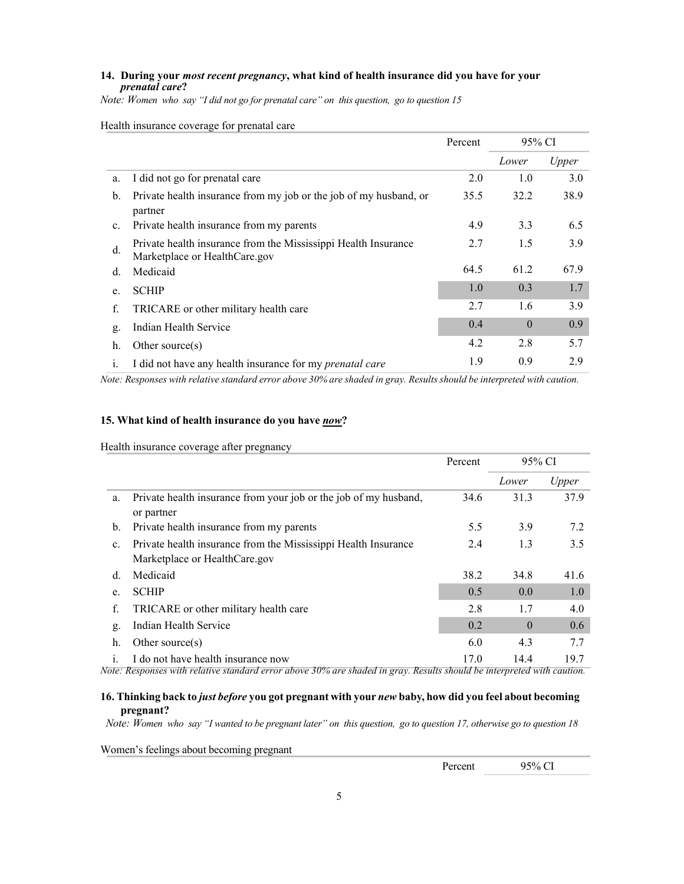**14. During your *most recent pregnancy*, what kind of health insurance did you have for your *prenatal care*?**

*Note: Women who say "I did not go for prenatal care" on this question, go to question 15*

Health insurance coverage for prenatal care

| | | Percent | 95% CI | |
|---|---|---|---|---|
| | | | *Lower* | *Upper* |
| a. | I did not go for prenatal care | 2.0 | 1.0 | 3.0 |
| b. | Private health insurance from my job or the job of my husband, or partner | 35.5 | 32.2 | 38.9 |
| c. | Private health insurance from my parents | 4.9 | 3.3 | 6.5 |
| d. | Private health insurance from the Mississippi Health Insurance Marketplace or HealthCare.gov | 2.7 | 1.5 | 3.9 |
| d. | Medicaid | 64.5 | 61.2 | 67.9 |
| e. | SCHIP | 1.0 | 0.3 | 1.7 |
| f. | TRICARE or other military health care | 2.7 | 1.6 | 3.9 |
| g. | Indian Health Service | 0.4 | 0 | 0.9 |
| h. | Other source(s) | 4.2 | 2.8 | 5.7 |
| i. | I did not have any health insurance for my *prenatal care* | 1.9 | 0.9 | 2.9 |

*Note: Responses with relative standard error above 30% are shaded in gray. Results should be interpreted with caution.*

**15. What kind of health insurance do you have *now*?**

Health insurance coverage after pregnancy

| | | Percent | 95% CI | |
|---|---|---|---|---|
| | | | *Lower* | *Upper* |
| a. | Private health insurance from your job or the job of my husband, or partner | 34.6 | 31.3 | 37.9 |
| b. | Private health insurance from my parents | 5.5 | 3.9 | 7.2 |
| c. | Private health insurance from the Mississippi Health Insurance Marketplace or HealthCare.gov | 2.4 | 1.3 | 3.5 |
| d. | Medicaid | 38.2 | 34.8 | 41.6 |
| e. | SCHIP | 0.5 | 0.0 | 1.0 |
| f. | TRICARE or other military health care | 2.8 | 1.7 | 4.0 |
| g. | Indian Health Service | 0.2 | 0 | 0.6 |
| h. | Other source(s) | 6.0 | 4.3 | 7.7 |
| i. | I do not have health insurance now | 17.0 | 14.4 | 19.7 |

*Note: Responses with relative standard error above 30% are shaded in gray. Results should be interpreted with caution.*

**16. Thinking back to *just before* you got pregnant with your *new* baby, how did you feel about becoming pregnant?**

*Note: Women who say "I wanted to be pregnant later" on this question, go to question 17, otherwise go to question 18*

Women's feelings about becoming pregnant

| | Percent | 95% CI |
|---|---|---|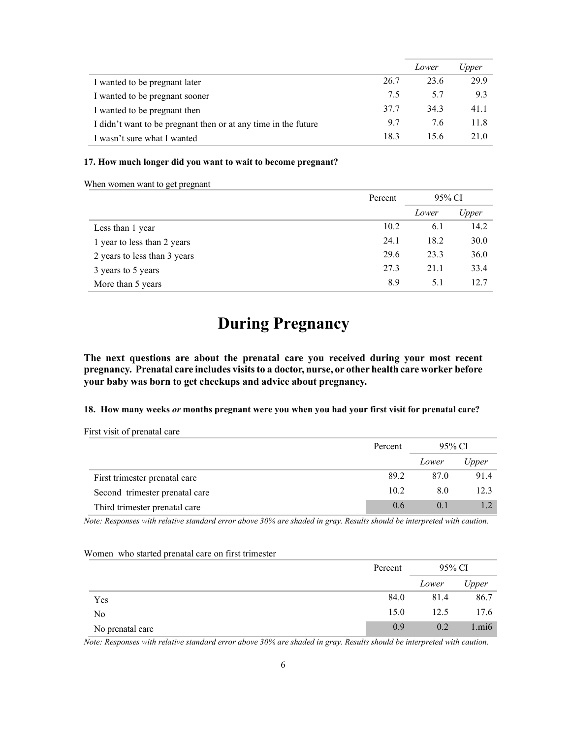| | | Lower | Upper |
|---|---|---|---|
| I wanted to be pregnant later | 26.7 | 23.6 | 29.9 |
| I wanted to be pregnant sooner | 7.5 | 5.7 | 9.3 |
| I wanted to be pregnant then | 37.7 | 34.3 | 41.1 |
| I didn't want to be pregnant then or at any time in the future | 9.7 | 7.6 | 11.8 |
| I wasn't sure what I wanted | 18.3 | 15.6 | 21.0 |

**17. How much longer did you want to wait to become pregnant?**

When women want to get pregnant

| | Percent | 95% CI | |
|---|---|---|---|
| | | Lower | Upper |
| Less than 1 year | 10.2 | 6.1 | 14.2 |
| 1 year to less than 2 years | 24.1 | 18.2 | 30.0 |
| 2 years to less than 3 years | 29.6 | 23.3 | 36.0 |
| 3 years to 5 years | 27.3 | 21.1 | 33.4 |
| More than 5 years | 8.9 | 5.1 | 12.7 |

# During Pregnancy

**The next questions are about the prenatal care you received during your most recent pregnancy. Prenatal care includes visits to a doctor, nurse, or other health care worker before your baby was born to get checkups and advice about pregnancy.**

**18. How many weeks *or* months pregnant were you when you had your first visit for prenatal care?**

First visit of prenatal care

| | Percent | 95% CI | |
|---|---|---|---|
| | | Lower | Upper |
| First trimester prenatal care | 89.2 | 87.0 | 91.4 |
| Second trimester prenatal care | 10.2 | 8.0 | 12.3 |
| Third trimester prenatal care | 0.6 | 0.1 | 1.2 |

*Note: Responses with relative standard error above 30% are shaded in gray. Results should be interpreted with caution.*

Women who started prenatal care on first trimester

| | Percent | 95% CI | |
|---|---|---|---|
| | | Lower | Upper |
| Yes | 84.0 | 81.4 | 86.7 |
| No | 15.0 | 12.5 | 17.6 |
| No prenatal care | 0.9 | 0.2 | 1.mi6 |

*Note: Responses with relative standard error above 30% are shaded in gray. Results should be interpreted with caution.*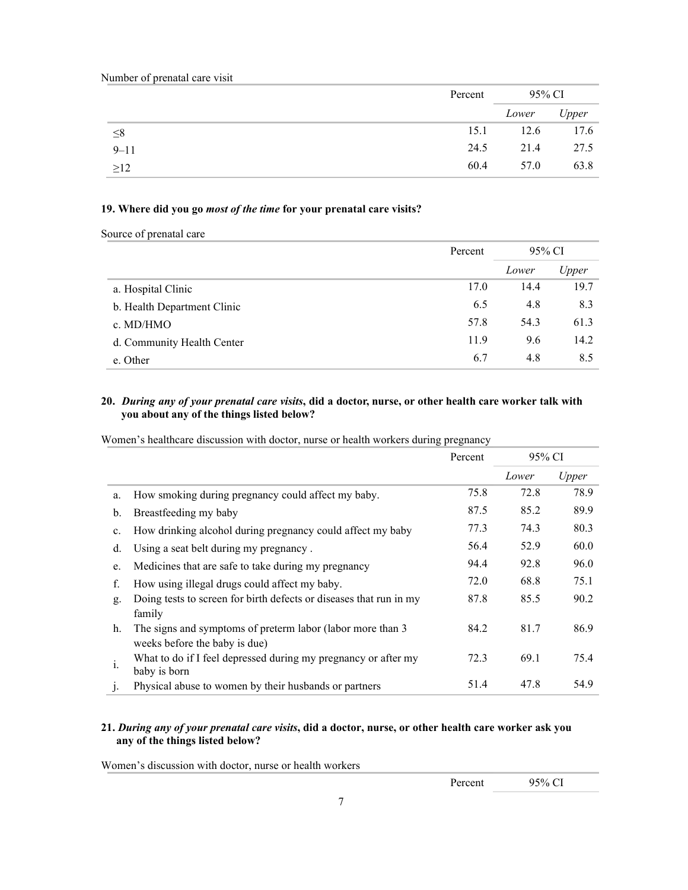Number of prenatal care visit

| | Percent | 95% CI | |
|---|---|---|---|
| | | *Lower* | *Upper* |
| ≤8 | 15.1 | 12.6 | 17.6 |
| 9–11 | 24.5 | 21.4 | 27.5 |
| ≥12 | 60.4 | 57.0 | 63.8 |

**19. Where did you go *most of the time* for your prenatal care visits?**

Source of prenatal care

| | Percent | 95% CI | |
|---|---|---|---|
| | | *Lower* | *Upper* |
| a. Hospital Clinic | 17.0 | 14.4 | 19.7 |
| b. Health Department Clinic | 6.5 | 4.8 | 8.3 |
| c. MD/HMO | 57.8 | 54.3 | 61.3 |
| d. Community Health Center | 11.9 | 9.6 | 14.2 |
| e. Other | 6.7 | 4.8 | 8.5 |

**20. *During any of your prenatal care visits*, did a doctor, nurse, or other health care worker talk with you about any of the things listed below?**

Women's healthcare discussion with doctor, nurse or health workers during pregnancy

| | | Percent | 95% CI | |
|---|---|---|---|---|
| | | | *Lower* | *Upper* |
| a. | How smoking during pregnancy could affect my baby. | 75.8 | 72.8 | 78.9 |
| b. | Breastfeeding my baby | 87.5 | 85.2 | 89.9 |
| c. | How drinking alcohol during pregnancy could affect my baby | 77.3 | 74.3 | 80.3 |
| d. | Using a seat belt during my pregnancy . | 56.4 | 52.9 | 60.0 |
| e. | Medicines that are safe to take during my pregnancy | 94.4 | 92.8 | 96.0 |
| f. | How using illegal drugs could affect my baby. | 72.0 | 68.8 | 75.1 |
| g. | Doing tests to screen for birth defects or diseases that run in my family | 87.8 | 85.5 | 90.2 |
| h. | The signs and symptoms of preterm labor (labor more than 3 weeks before the baby is due) | 84.2 | 81.7 | 86.9 |
| i. | What to do if I feel depressed during my pregnancy or after my baby is born | 72.3 | 69.1 | 75.4 |
| j. | Physical abuse to women by their husbands or partners | 51.4 | 47.8 | 54.9 |

**21. *During any of your prenatal care visits*, did a doctor, nurse, or other health care worker ask you any of the things listed below?**

Women's discussion with doctor, nurse or health workers

| | Percent | 95% CI |
|---|---|---|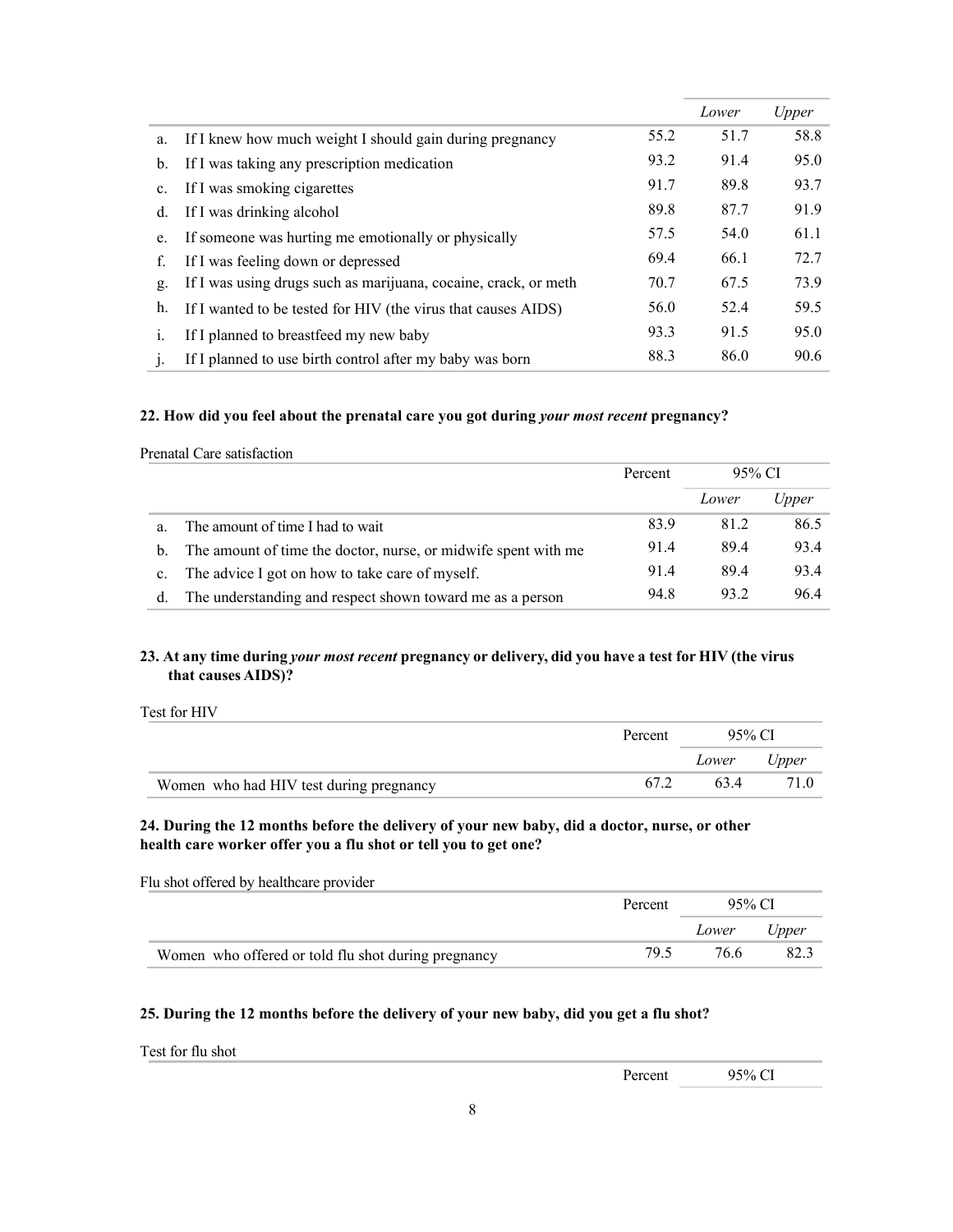| | | | Lower | Upper |
|---|---|---|---|---|
| a. | If I knew how much weight I should gain during pregnancy | 55.2 | 51.7 | 58.8 |
| b. | If I was taking any prescription medication | 93.2 | 91.4 | 95.0 |
| c. | If I was smoking cigarettes | 91.7 | 89.8 | 93.7 |
| d. | If I was drinking alcohol | 89.8 | 87.7 | 91.9 |
| e. | If someone was hurting me emotionally or physically | 57.5 | 54.0 | 61.1 |
| f. | If I was feeling down or depressed | 69.4 | 66.1 | 72.7 |
| g. | If I was using drugs such as marijuana, cocaine, crack, or meth | 70.7 | 67.5 | 73.9 |
| h. | If I wanted to be tested for HIV (the virus that causes AIDS) | 56.0 | 52.4 | 59.5 |
| i. | If I planned to breastfeed my new baby | 93.3 | 91.5 | 95.0 |
| j. | If I planned to use birth control after my baby was born | 88.3 | 86.0 | 90.6 |

**22. How did you feel about the prenatal care you got during *your most recent* pregnancy?**

Prenatal Care satisfaction

| | | Percent | 95% CI | |
|---|---|---|---|---|
| | | | *Lower* | *Upper* |
| a. | The amount of time I had to wait | 83.9 | 81.2 | 86.5 |
| b. | The amount of time the doctor, nurse, or midwife spent with me | 91.4 | 89.4 | 93.4 |
| c. | The advice I got on how to take care of myself. | 91.4 | 89.4 | 93.4 |
| d. | The understanding and respect shown toward me as a person | 94.8 | 93.2 | 96.4 |

**23. At any time during *your most recent* pregnancy or delivery, did you have a test for HIV (the virus that causes AIDS)?**

Test for HIV

| | Percent | 95% CI | |
|---|---|---|---|
| | | *Lower* | *Upper* |
| Women who had HIV test during pregnancy | 67.2 | 63.4 | 71.0 |

**24. During the 12 months before the delivery of your new baby, did a doctor, nurse, or other health care worker offer you a flu shot or tell you to get one?**

Flu shot offered by healthcare provider

| | Percent | 95% CI | |
|---|---|---|---|
| | | *Lower* | *Upper* |
| Women who offered or told flu shot during pregnancy | 79.5 | 76.6 | 82.3 |

**25. During the 12 months before the delivery of your new baby, did you get a flu shot?**

Test for flu shot

| | Percent | 95% CI |
|---|---|---|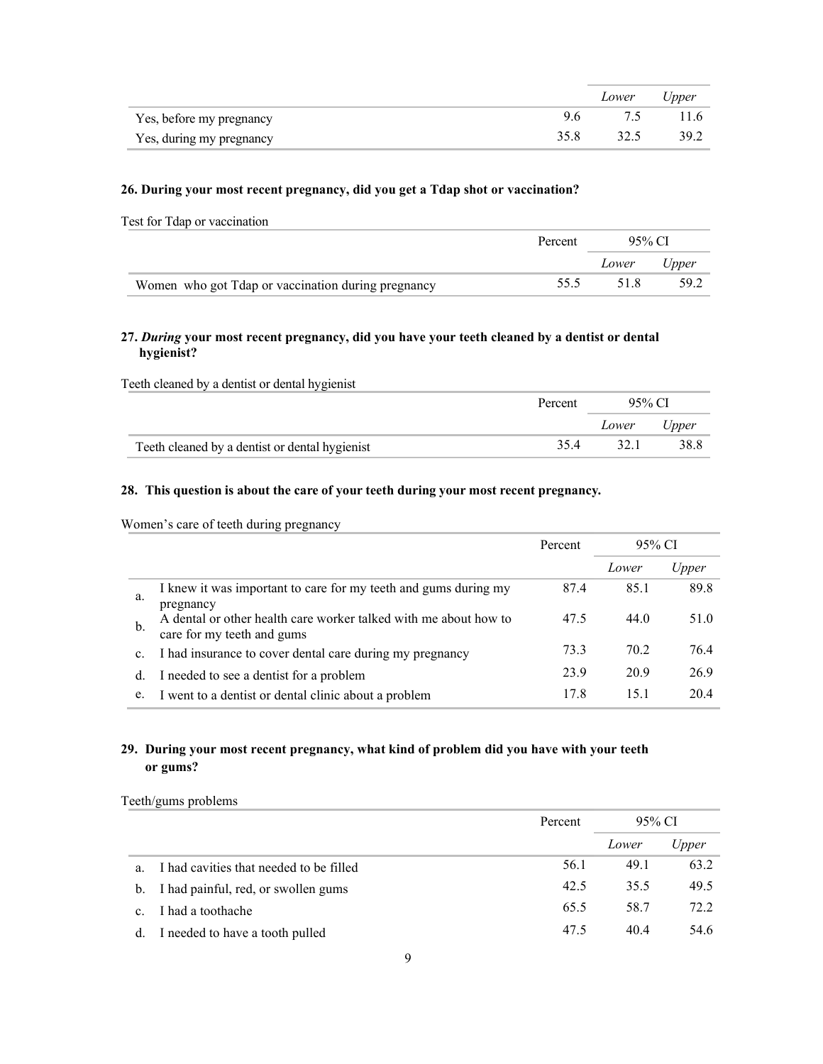| | | Lower | Upper |
|---|---|---|---|
| Yes, before my pregnancy | 9.6 | 7.5 | 11.6 |
| Yes, during my pregnancy | 35.8 | 32.5 | 39.2 |

### 26. During your most recent pregnancy, did you get a Tdap shot or vaccination?

Test for Tdap or vaccination

| | Percent | 95% CI | |
|---|---|---|---|
| | | Lower | Upper |
| Women who got Tdap or vaccination during pregnancy | 55.5 | 51.8 | 59.2 |

### 27. *During* your most recent pregnancy, did you have your teeth cleaned by a dentist or dental hygienist?

Teeth cleaned by a dentist or dental hygienist

| | Percent | 95% CI | |
|---|---|---|---|
| | | Lower | Upper |
| Teeth cleaned by a dentist or dental hygienist | 35.4 | 32.1 | 38.8 |

### 28. This question is about the care of your teeth during your most recent pregnancy.

Women's care of teeth during pregnancy

| | | Percent | 95% CI | |
|---|---|---|---|---|
| | | | Lower | Upper |
| a. | I knew it was important to care for my teeth and gums during my pregnancy | 87.4 | 85.1 | 89.8 |
| b. | A dental or other health care worker talked with me about how to care for my teeth and gums | 47.5 | 44.0 | 51.0 |
| c. | I had insurance to cover dental care during my pregnancy | 73.3 | 70.2 | 76.4 |
| d. | I needed to see a dentist for a problem | 23.9 | 20.9 | 26.9 |
| e. | I went to a dentist or dental clinic about a problem | 17.8 | 15.1 | 20.4 |

### 29. During your most recent pregnancy, what kind of problem did you have with your teeth or gums?

Teeth/gums problems

| | | Percent | 95% CI | |
|---|---|---|---|---|
| | | | Lower | Upper |
| a. | I had cavities that needed to be filled | 56.1 | 49.1 | 63.2 |
| b. | I had painful, red, or swollen gums | 42.5 | 35.5 | 49.5 |
| c. | I had a toothache | 65.5 | 58.7 | 72.2 |
| d. | I needed to have a tooth pulled | 47.5 | 40.4 | 54.6 |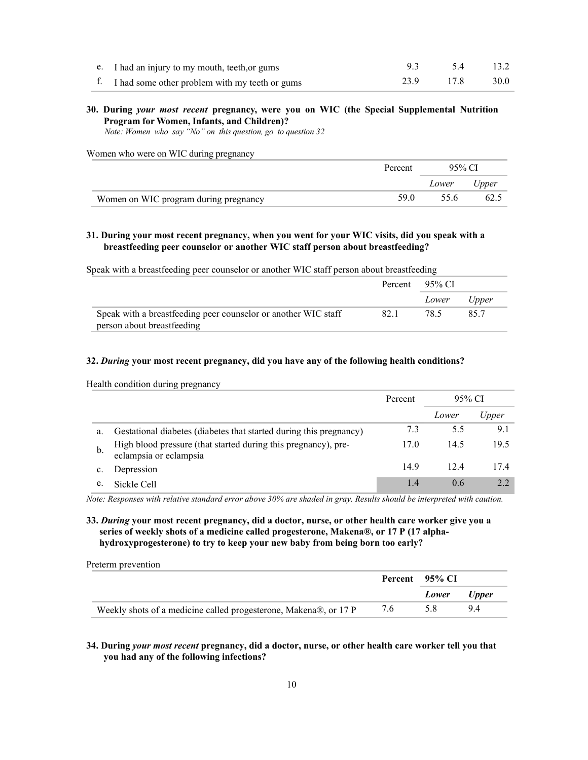| | | | | |
|---|---|---|---|---|
| e. | I had an injury to my mouth, teeth,or gums | 9.3 | 5.4 | 13.2 |
| f. | I had some other problem with my teeth or gums | 23.9 | 17.8 | 30.0 |

**30. During *your most recent* pregnancy, were you on WIC (the Special Supplemental Nutrition Program for Women, Infants, and Children)?**

*Note: Women who say "No" on this question, go to question 32*

Women who were on WIC during pregnancy

| | Percent | 95% CI | |
|---|---|---|---|
| | | *Lower* | *Upper* |
| Women on WIC program during pregnancy | 59.0 | 55.6 | 62.5 |

**31. During your most recent pregnancy, when you went for your WIC visits, did you speak with a breastfeeding peer counselor or another WIC staff person about breastfeeding?**

Speak with a breastfeeding peer counselor or another WIC staff person about breastfeeding

| | Percent | 95% CI | |
|---|---|---|---|
| | | *Lower* | *Upper* |
| Speak with a breastfeeding peer counselor or another WIC staff person about breastfeeding | 82.1 | 78.5 | 85.7 |

**32. *During* your most recent pregnancy, did you have any of the following health conditions?**

Health condition during pregnancy

| | | Percent | 95% CI | |
|---|---|---|---|---|
| | | | *Lower* | *Upper* |
| a. | Gestational diabetes (diabetes that started during this pregnancy) | 7.3 | 5.5 | 9.1 |
| b. | High blood pressure (that started during this pregnancy), pre-eclampsia or eclampsia | 17.0 | 14.5 | 19.5 |
| c. | Depression | 14.9 | 12.4 | 17.4 |
| e. | Sickle Cell | 1.4 | 0.6 | 2.2 |

*Note: Responses with relative standard error above 30% are shaded in gray. Results should be interpreted with caution.*

**33. *During* your most recent pregnancy, did a doctor, nurse, or other health care worker give you a series of weekly shots of a medicine called progesterone, Makena®, or 17 P (17 alpha-hydroxyprogesterone) to try to keep your new baby from being born too early?**

Preterm prevention

| | **Percent** | **95% CI** | |
|---|---|---|---|
| | | ***Lower*** | ***Upper*** |
| Weekly shots of a medicine called progesterone, Makena®, or 17 P | 7.6 | 5.8 | 9.4 |

**34. During *your most recent* pregnancy, did a doctor, nurse, or other health care worker tell you that you had any of the following infections?**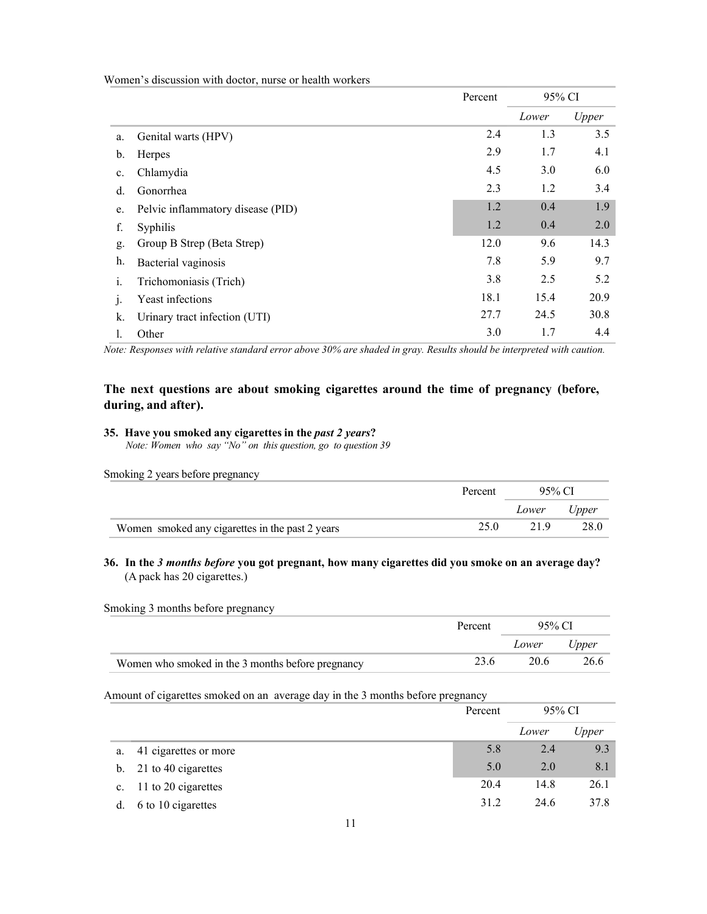Women's discussion with doctor, nurse or health workers

| | | Percent | 95% CI | |
|---|---|---|---|---|
| | | | *Lower* | *Upper* |
| a. | Genital warts (HPV) | 2.4 | 1.3 | 3.5 |
| b. | Herpes | 2.9 | 1.7 | 4.1 |
| c. | Chlamydia | 4.5 | 3.0 | 6.0 |
| d. | Gonorrhea | 2.3 | 1.2 | 3.4 |
| e. | Pelvic inflammatory disease (PID) | 1.2 | 0.4 | 1.9 |
| f. | Syphilis | 1.2 | 0.4 | 2.0 |
| g. | Group B Strep (Beta Strep) | 12.0 | 9.6 | 14.3 |
| h. | Bacterial vaginosis | 7.8 | 5.9 | 9.7 |
| i. | Trichomoniasis (Trich) | 3.8 | 2.5 | 5.2 |
| j. | Yeast infections | 18.1 | 15.4 | 20.9 |
| k. | Urinary tract infection (UTI) | 27.7 | 24.5 | 30.8 |
| l. | Other | 3.0 | 1.7 | 4.4 |

*Note: Responses with relative standard error above 30% are shaded in gray. Results should be interpreted with caution.*

**The next questions are about smoking cigarettes around the time of pregnancy (before, during, and after).**

**35. Have you smoked any cigarettes in the *past 2 years*?**

*Note: Women who say "No" on this question, go to question 39*

Smoking 2 years before pregnancy

| | Percent | 95% CI | |
|---|---|---|---|
| | | *Lower* | *Upper* |
| Women smoked any cigarettes in the past 2 years | 25.0 | 21.9 | 28.0 |

**36. In the *3 months before* you got pregnant, how many cigarettes did you smoke on an average day?** (A pack has 20 cigarettes.)

Smoking 3 months before pregnancy

| | Percent | 95% CI | |
|---|---|---|---|
| | | *Lower* | *Upper* |
| Women who smoked in the 3 months before pregnancy | 23.6 | 20.6 | 26.6 |

Amount of cigarettes smoked on an average day in the 3 months before pregnancy

| | | Percent | 95% CI | |
|---|---|---|---|---|
| | | | *Lower* | *Upper* |
| a. | 41 cigarettes or more | 5.8 | 2.4 | 9.3 |
| b. | 21 to 40 cigarettes | 5.0 | 2.0 | 8.1 |
| c. | 11 to 20 cigarettes | 20.4 | 14.8 | 26.1 |
| d. | 6 to 10 cigarettes | 31.2 | 24.6 | 37.8 |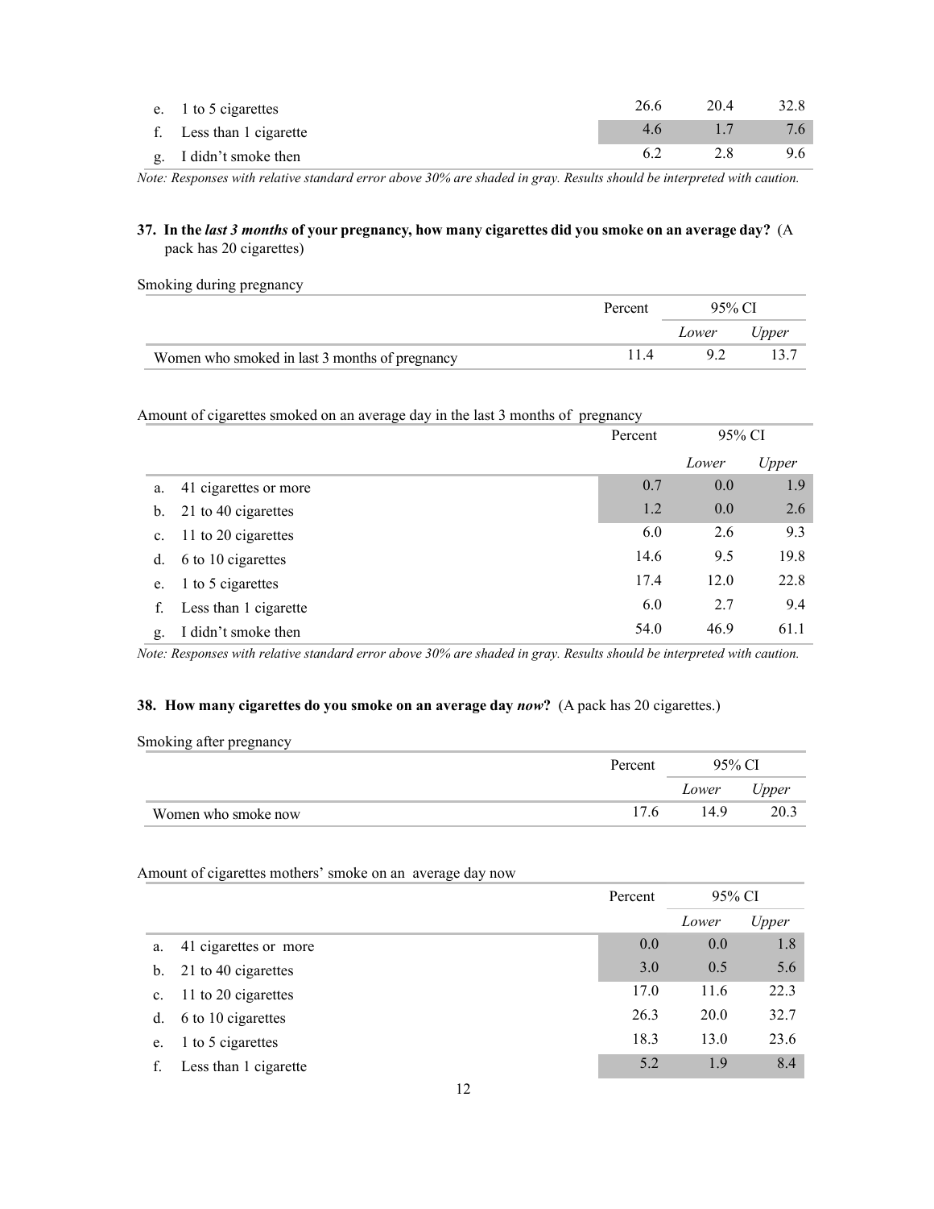| | Percent | 95% CI Lower | 95% CI Upper |
|---|---|---|---|
| e. 1 to 5 cigarettes | 26.6 | 20.4 | 32.8 |
| f. Less than 1 cigarette | 4.6 | 1.7 | 7.6 |
| g. I didn't smoke then | 6.2 | 2.8 | 9.6 |

*Note: Responses with relative standard error above 30% are shaded in gray. Results should be interpreted with caution.*

**37. In the *last 3 months* of your pregnancy, how many cigarettes did you smoke on an average day?** (A pack has 20 cigarettes)

Smoking during pregnancy

| | Percent | 95% CI | |
|---|---|---|---|
| | | *Lower* | *Upper* |
| Women who smoked in last 3 months of pregnancy | 11.4 | 9.2 | 13.7 |

Amount of cigarettes smoked on an average day in the last 3 months of pregnancy

| | Percent | 95% CI | |
|---|---|---|---|
| | | *Lower* | *Upper* |
| a. 41 cigarettes or more | 0.7 | 0.0 | 1.9 |
| b. 21 to 40 cigarettes | 1.2 | 0.0 | 2.6 |
| c. 11 to 20 cigarettes | 6.0 | 2.6 | 9.3 |
| d. 6 to 10 cigarettes | 14.6 | 9.5 | 19.8 |
| e. 1 to 5 cigarettes | 17.4 | 12.0 | 22.8 |
| f. Less than 1 cigarette | 6.0 | 2.7 | 9.4 |
| g. I didn't smoke then | 54.0 | 46.9 | 61.1 |

*Note: Responses with relative standard error above 30% are shaded in gray. Results should be interpreted with caution.*

**38. How many cigarettes do you smoke on an average day *now*?** (A pack has 20 cigarettes.)

Smoking after pregnancy

| | Percent | 95% CI | |
|---|---|---|---|
| | | *Lower* | *Upper* |
| Women who smoke now | 17.6 | 14.9 | 20.3 |

Amount of cigarettes mothers' smoke on an average day now

| | Percent | 95% CI | |
|---|---|---|---|
| | | *Lower* | *Upper* |
| a. 41 cigarettes or more | 0.0 | 0.0 | 1.8 |
| b. 21 to 40 cigarettes | 3.0 | 0.5 | 5.6 |
| c. 11 to 20 cigarettes | 17.0 | 11.6 | 22.3 |
| d. 6 to 10 cigarettes | 26.3 | 20.0 | 32.7 |
| e. 1 to 5 cigarettes | 18.3 | 13.0 | 23.6 |
| f. Less than 1 cigarette | 5.2 | 1.9 | 8.4 |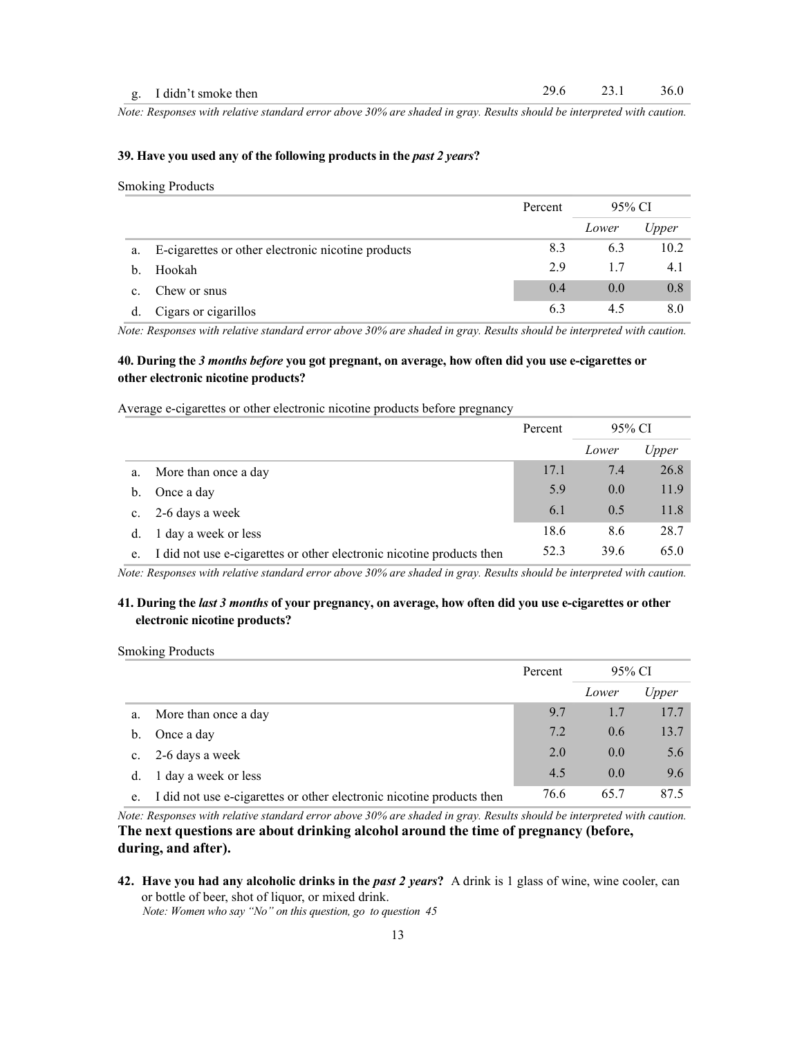| | | Percent | 95% CI | |
|---|---|---|---|---|
| | | | *Lower* | *Upper* |
| g. | I didn't smoke then | 29.6 | 23.1 | 36.0 |

*Note: Responses with relative standard error above 30% are shaded in gray. Results should be interpreted with caution.*

**39. Have you used any of the following products in the *past 2 years*?**

Smoking Products

| | | Percent | 95% CI | |
|---|---|---|---|---|
| | | | *Lower* | *Upper* |
| a. | E-cigarettes or other electronic nicotine products | 8.3 | 6.3 | 10.2 |
| b. | Hookah | 2.9 | 1.7 | 4.1 |
| c. | Chew or snus | 0.4 | 0.0 | 0.8 |
| d. | Cigars or cigarillos | 6.3 | 4.5 | 8.0 |

*Note: Responses with relative standard error above 30% are shaded in gray. Results should be interpreted with caution.*

**40. During the *3 months before* you got pregnant, on average, how often did you use e-cigarettes or other electronic nicotine products?**

Average e-cigarettes or other electronic nicotine products before pregnancy

| | | Percent | 95% CI | |
|---|---|---|---|---|
| | | | *Lower* | *Upper* |
| a. | More than once a day | 17.1 | 7.4 | 26.8 |
| b. | Once a day | 5.9 | 0.0 | 11.9 |
| c. | 2-6 days a week | 6.1 | 0.5 | 11.8 |
| d. | 1 day a week or less | 18.6 | 8.6 | 28.7 |
| e. | I did not use e-cigarettes or other electronic nicotine products then | 52.3 | 39.6 | 65.0 |

*Note: Responses with relative standard error above 30% are shaded in gray. Results should be interpreted with caution.*

**41. During the *last 3 months* of your pregnancy, on average, how often did you use e-cigarettes or other electronic nicotine products?**

Smoking Products

| | | Percent | 95% CI | |
|---|---|---|---|---|
| | | | *Lower* | *Upper* |
| a. | More than once a day | 9.7 | 1.7 | 17.7 |
| b. | Once a day | 7.2 | 0.6 | 13.7 |
| c. | 2-6 days a week | 2.0 | 0.0 | 5.6 |
| d. | 1 day a week or less | 4.5 | 0.0 | 9.6 |
| e. | I did not use e-cigarettes or other electronic nicotine products then | 76.6 | 65.7 | 87.5 |

*Note: Responses with relative standard error above 30% are shaded in gray. Results should be interpreted with caution.*

**The next questions are about drinking alcohol around the time of pregnancy (before, during, and after).**

**42. Have you had any alcoholic drinks in the *past 2 years*?** A drink is 1 glass of wine, wine cooler, can or bottle of beer, shot of liquor, or mixed drink.
*Note: Women who say "No" on this question, go to question 45*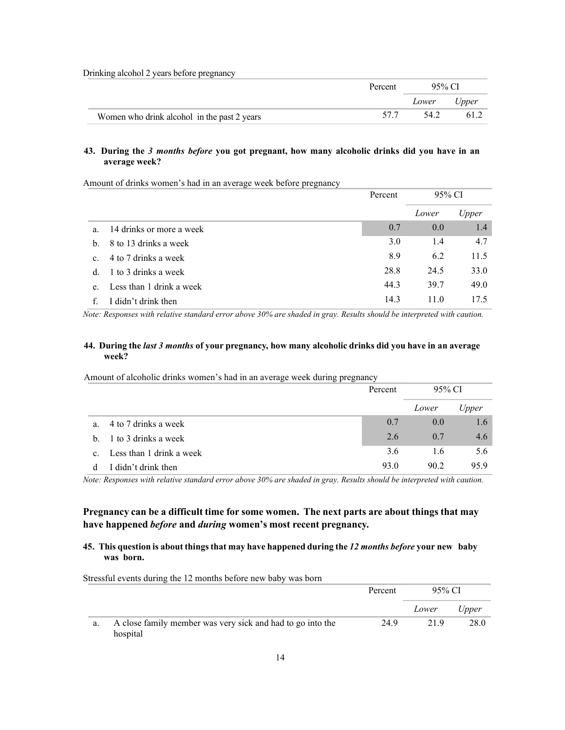Drinking alcohol 2 years before pregnancy

| | Percent | 95% CI | |
|---|---|---|---|
| | | *Lower* | *Upper* |
| Women who drink alcohol in the past 2 years | 57.7 | 54.2 | 61.2 |

**43. During the *3 months before* you got pregnant, how many alcoholic drinks did you have in an average week?**

Amount of drinks women's had in an average week before pregnancy

| | Percent | 95% CI | |
|---|---|---|---|
| | | *Lower* | *Upper* |
| a. 14 drinks or more a week | 0.7 | 0.0 | 1.4 |
| b. 8 to 13 drinks a week | 3.0 | 1.4 | 4.7 |
| c. 4 to 7 drinks a week | 8.9 | 6.2 | 11.5 |
| d. 1 to 3 drinks a week | 28.8 | 24.5 | 33.0 |
| e. Less than 1 drink a week | 44.3 | 39.7 | 49.0 |
| f. I didn't drink then | 14.3 | 11.0 | 17.5 |

*Note: Responses with relative standard error above 30% are shaded in gray. Results should be interpreted with caution.*

**44. During the *last 3 months* of your pregnancy, how many alcoholic drinks did you have in an average week?**

Amount of alcoholic drinks women's had in an average week during pregnancy

| | Percent | 95% CI | |
|---|---|---|---|
| | | *Lower* | *Upper* |
| a. 4 to 7 drinks a week | 0.7 | 0.0 | 1.6 |
| b. 1 to 3 drinks a week | 2.6 | 0.7 | 4.6 |
| c. Less than 1 drink a week | 3.6 | 1.6 | 5.6 |
| d I didn't drink then | 93.0 | 90.2 | 95.9 |

*Note: Responses with relative standard error above 30% are shaded in gray. Results should be interpreted with caution.*

## Pregnancy can be a difficult time for some women. The next parts are about things that may have happened *before* and *during* women's most recent pregnancy.

**45. This question is about things that may have happened during the *12 months before* your new baby was born.**

Stressful events during the 12 months before new baby was born

| | Percent | 95% CI | |
|---|---|---|---|
| | | *Lower* | *Upper* |
| a. A close family member was very sick and had to go into the hospital | 24.9 | 21.9 | 28.0 |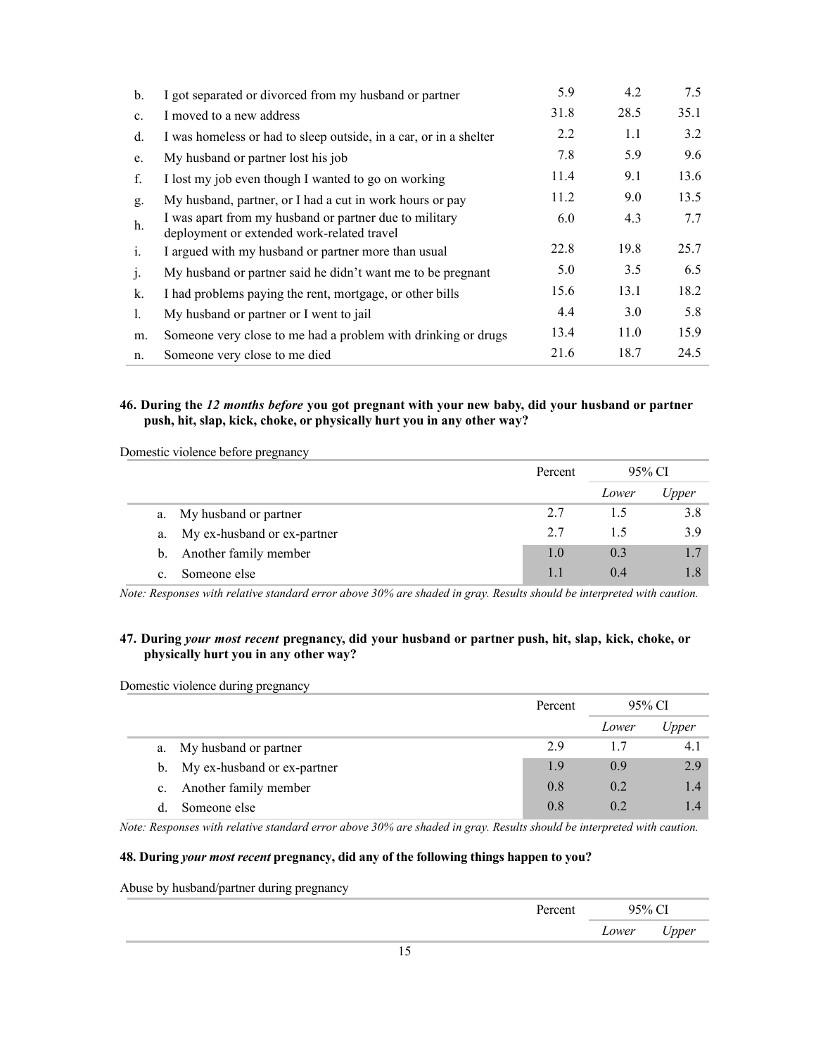| | | | | |
|---|---|---|---|---|
| b. | I got separated or divorced from my husband or partner | 5.9 | 4.2 | 7.5 |
| c. | I moved to a new address | 31.8 | 28.5 | 35.1 |
| d. | I was homeless or had to sleep outside, in a car, or in a shelter | 2.2 | 1.1 | 3.2 |
| e. | My husband or partner lost his job | 7.8 | 5.9 | 9.6 |
| f. | I lost my job even though I wanted to go on working | 11.4 | 9.1 | 13.6 |
| g. | My husband, partner, or I had a cut in work hours or pay | 11.2 | 9.0 | 13.5 |
| h. | I was apart from my husband or partner due to military deployment or extended work-related travel | 6.0 | 4.3 | 7.7 |
| i. | I argued with my husband or partner more than usual | 22.8 | 19.8 | 25.7 |
| j. | My husband or partner said he didn't want me to be pregnant | 5.0 | 3.5 | 6.5 |
| k. | I had problems paying the rent, mortgage, or other bills | 15.6 | 13.1 | 18.2 |
| l. | My husband or partner or I went to jail | 4.4 | 3.0 | 5.8 |
| m. | Someone very close to me had a problem with drinking or drugs | 13.4 | 11.0 | 15.9 |
| n. | Someone very close to me died | 21.6 | 18.7 | 24.5 |

**46. During the *12 months before* you got pregnant with your new baby, did your husband or partner push, hit, slap, kick, choke, or physically hurt you in any other way?**

Domestic violence before pregnancy

| | Percent | 95% CI | |
|---|---|---|---|
| | | *Lower* | *Upper* |
| a. My husband or partner | 2.7 | 1.5 | 3.8 |
| a. My ex-husband or ex-partner | 2.7 | 1.5 | 3.9 |
| b. Another family member | 1.0 | 0.3 | 1.7 |
| c. Someone else | 1.1 | 0.4 | 1.8 |

*Note: Responses with relative standard error above 30% are shaded in gray. Results should be interpreted with caution.*

**47. During *your most recent* pregnancy, did your husband or partner push, hit, slap, kick, choke, or physically hurt you in any other way?**

Domestic violence during pregnancy

| | Percent | 95% CI | |
|---|---|---|---|
| | | *Lower* | *Upper* |
| a. My husband or partner | 2.9 | 1.7 | 4.1 |
| b. My ex-husband or ex-partner | 1.9 | 0.9 | 2.9 |
| c. Another family member | 0.8 | 0.2 | 1.4 |
| d. Someone else | 0.8 | 0.2 | 1.4 |

*Note: Responses with relative standard error above 30% are shaded in gray. Results should be interpreted with caution.*

**48. During *your most recent* pregnancy, did any of the following things happen to you?**

Abuse by husband/partner during pregnancy

| | Percent | 95% CI | |
|---|---|---|---|
| | | *Lower* | *Upper* |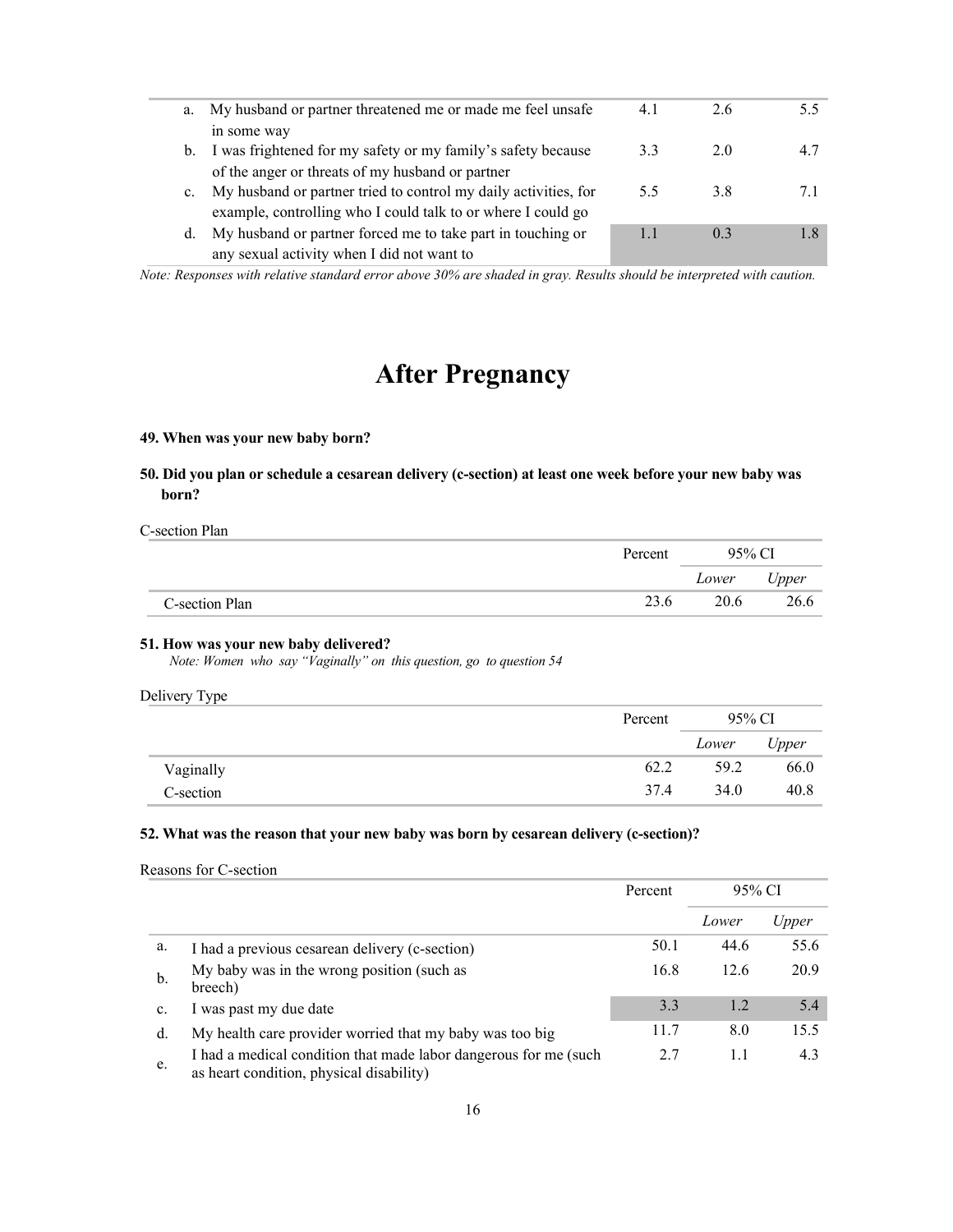| | | Percent | Lower | Upper |
|---|---|---|---|---|
| a. | My husband or partner threatened me or made me feel unsafe in some way | 4.1 | 2.6 | 5.5 |
| b. | I was frightened for my safety or my family's safety because of the anger or threats of my husband or partner | 3.3 | 2.0 | 4.7 |
| c. | My husband or partner tried to control my daily activities, for example, controlling who I could talk to or where I could go | 5.5 | 3.8 | 7.1 |
| d. | My husband or partner forced me to take part in touching or any sexual activity when I did not want to | 1.1 | 0.3 | 1.8 |

*Note: Responses with relative standard error above 30% are shaded in gray. Results should be interpreted with caution.*

# After Pregnancy

**49. When was your new baby born?**

**50. Did you plan or schedule a cesarean delivery (c-section) at least one week before your new baby was born?**

C-section Plan

| | Percent | 95% CI | |
|---|---|---|---|
| | | *Lower* | *Upper* |
| C-section Plan | 23.6 | 20.6 | 26.6 |

**51. How was your new baby delivered?**

*Note: Women who say "Vaginally" on this question, go to question 54*

Delivery Type

| | Percent | 95% CI | |
|---|---|---|---|
| | | *Lower* | *Upper* |
| Vaginally | 62.2 | 59.2 | 66.0 |
| C-section | 37.4 | 34.0 | 40.8 |

**52. What was the reason that your new baby was born by cesarean delivery (c-section)?**

Reasons for C-section

| | | Percent | 95% CI | |
|---|---|---|---|---|
| | | | *Lower* | *Upper* |
| a. | I had a previous cesarean delivery (c-section) | 50.1 | 44.6 | 55.6 |
| b. | My baby was in the wrong position (such as breech) | 16.8 | 12.6 | 20.9 |
| c. | I was past my due date | 3.3 | 1.2 | 5.4 |
| d. | My health care provider worried that my baby was too big | 11.7 | 8.0 | 15.5 |
| e. | I had a medical condition that made labor dangerous for me (such as heart condition, physical disability) | 2.7 | 1.1 | 4.3 |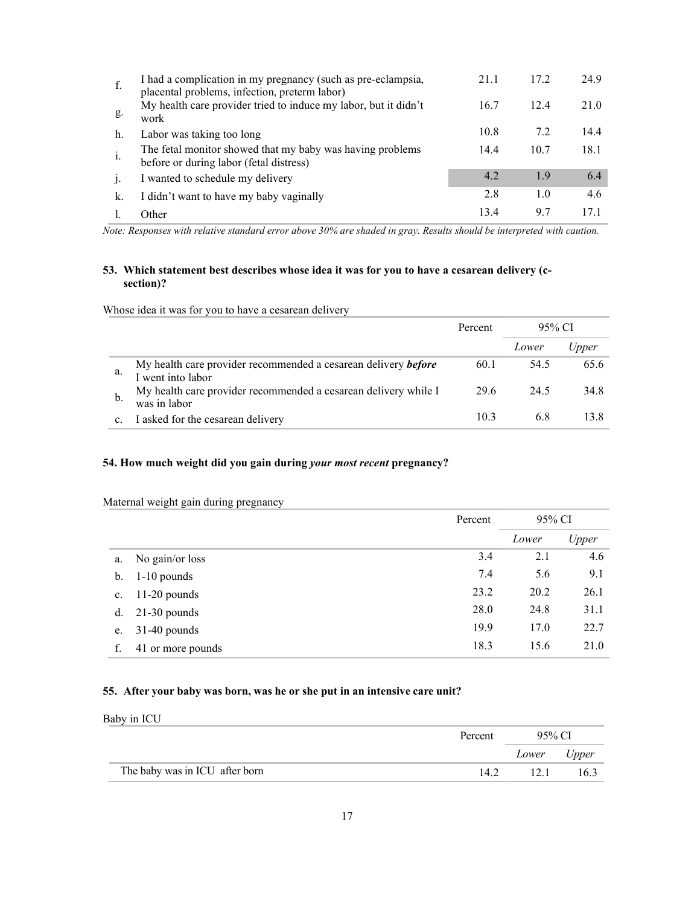| | | | | |
|---|---|---|---|---|
| f. | I had a complication in my pregnancy (such as pre-eclampsia, placental problems, infection, preterm labor) | 21.1 | 17.2 | 24.9 |
| g. | My health care provider tried to induce my labor, but it didn't work | 16.7 | 12.4 | 21.0 |
| h. | Labor was taking too long | 10.8 | 7.2 | 14.4 |
| i. | The fetal monitor showed that my baby was having problems before or during labor (fetal distress) | 14.4 | 10.7 | 18.1 |
| j. | I wanted to schedule my delivery | 4.2 | 1.9 | 6.4 |
| k. | I didn't want to have my baby vaginally | 2.8 | 1.0 | 4.6 |
| l. | Other | 13.4 | 9.7 | 17.1 |

*Note: Responses with relative standard error above 30% are shaded in gray. Results should be interpreted with caution.*

**53. Which statement best describes whose idea it was for you to have a cesarean delivery (c-section)?**

Whose idea it was for you to have a cesarean delivery

| | | Percent | 95% CI | |
|---|---|---|---|---|
| | | | *Lower* | *Upper* |
| a. | My health care provider recommended a cesarean delivery ***before*** I went into labor | 60.1 | 54.5 | 65.6 |
| b. | My health care provider recommended a cesarean delivery while I was in labor | 29.6 | 24.5 | 34.8 |
| c. | I asked for the cesarean delivery | 10.3 | 6.8 | 13.8 |

**54. How much weight did you gain during *your most recent* pregnancy?**

Maternal weight gain during pregnancy

| | | Percent | 95% CI | |
|---|---|---|---|---|
| | | | *Lower* | *Upper* |
| a. | No gain/or loss | 3.4 | 2.1 | 4.6 |
| b. | 1-10 pounds | 7.4 | 5.6 | 9.1 |
| c. | 11-20 pounds | 23.2 | 20.2 | 26.1 |
| d. | 21-30 pounds | 28.0 | 24.8 | 31.1 |
| e. | 31-40 pounds | 19.9 | 17.0 | 22.7 |
| f. | 41 or more pounds | 18.3 | 15.6 | 21.0 |

**55. After your baby was born, was he or she put in an intensive care unit?**

Baby in ICU

| | Percent | 95% CI | |
|---|---|---|---|
| | | *Lower* | *Upper* |
| The baby was in ICU after born | 14.2 | 12.1 | 16.3 |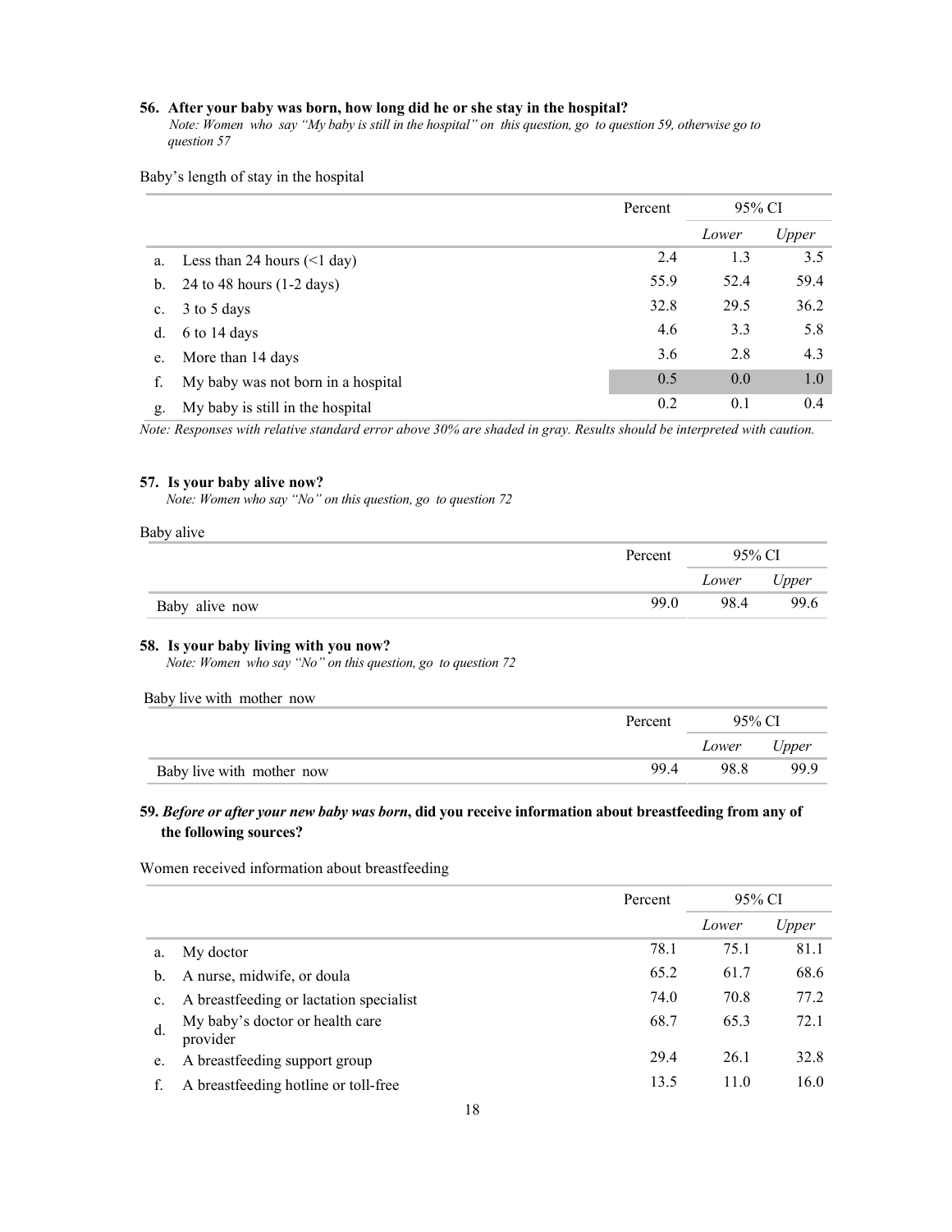**56. After your baby was born, how long did he or she stay in the hospital?**

*Note: Women who say "My baby is still in the hospital" on this question, go to question 59, otherwise go to question 57*

Baby's length of stay in the hospital

| | | Percent | 95% CI | |
|---|---|---|---|---|
| | | | *Lower* | *Upper* |
| a. | Less than 24 hours (<1 day) | 2.4 | 1.3 | 3.5 |
| b. | 24 to 48 hours (1-2 days) | 55.9 | 52.4 | 59.4 |
| c. | 3 to 5 days | 32.8 | 29.5 | 36.2 |
| d. | 6 to 14 days | 4.6 | 3.3 | 5.8 |
| e. | More than 14 days | 3.6 | 2.8 | 4.3 |
| f. | My baby was not born in a hospital | 0.5 | 0.0 | 1.0 |
| g. | My baby is still in the hospital | 0.2 | 0.1 | 0.4 |

*Note: Responses with relative standard error above 30% are shaded in gray. Results should be interpreted with caution.*

**57. Is your baby alive now?**

*Note: Women who say "No" on this question, go to question 72*

Baby alive

| | Percent | 95% CI | |
|---|---|---|---|
| | | *Lower* | *Upper* |
| Baby alive now | 99.0 | 98.4 | 99.6 |

**58. Is your baby living with you now?**

*Note: Women who say "No" on this question, go to question 72*

Baby live with mother now

| | Percent | 95% CI | |
|---|---|---|---|
| | | *Lower* | *Upper* |
| Baby live with mother now | 99.4 | 98.8 | 99.9 |

**59. *Before or after your new baby was born*, did you receive information about breastfeeding from any of the following sources?**

Women received information about breastfeeding

| | | Percent | 95% CI | |
|---|---|---|---|---|
| | | | *Lower* | *Upper* |
| a. | My doctor | 78.1 | 75.1 | 81.1 |
| b. | A nurse, midwife, or doula | 65.2 | 61.7 | 68.6 |
| c. | A breastfeeding or lactation specialist | 74.0 | 70.8 | 77.2 |
| d. | My baby's doctor or health care provider | 68.7 | 65.3 | 72.1 |
| e. | A breastfeeding support group | 29.4 | 26.1 | 32.8 |
| f. | A breastfeeding hotline or toll-free | 13.5 | 11.0 | 16.0 |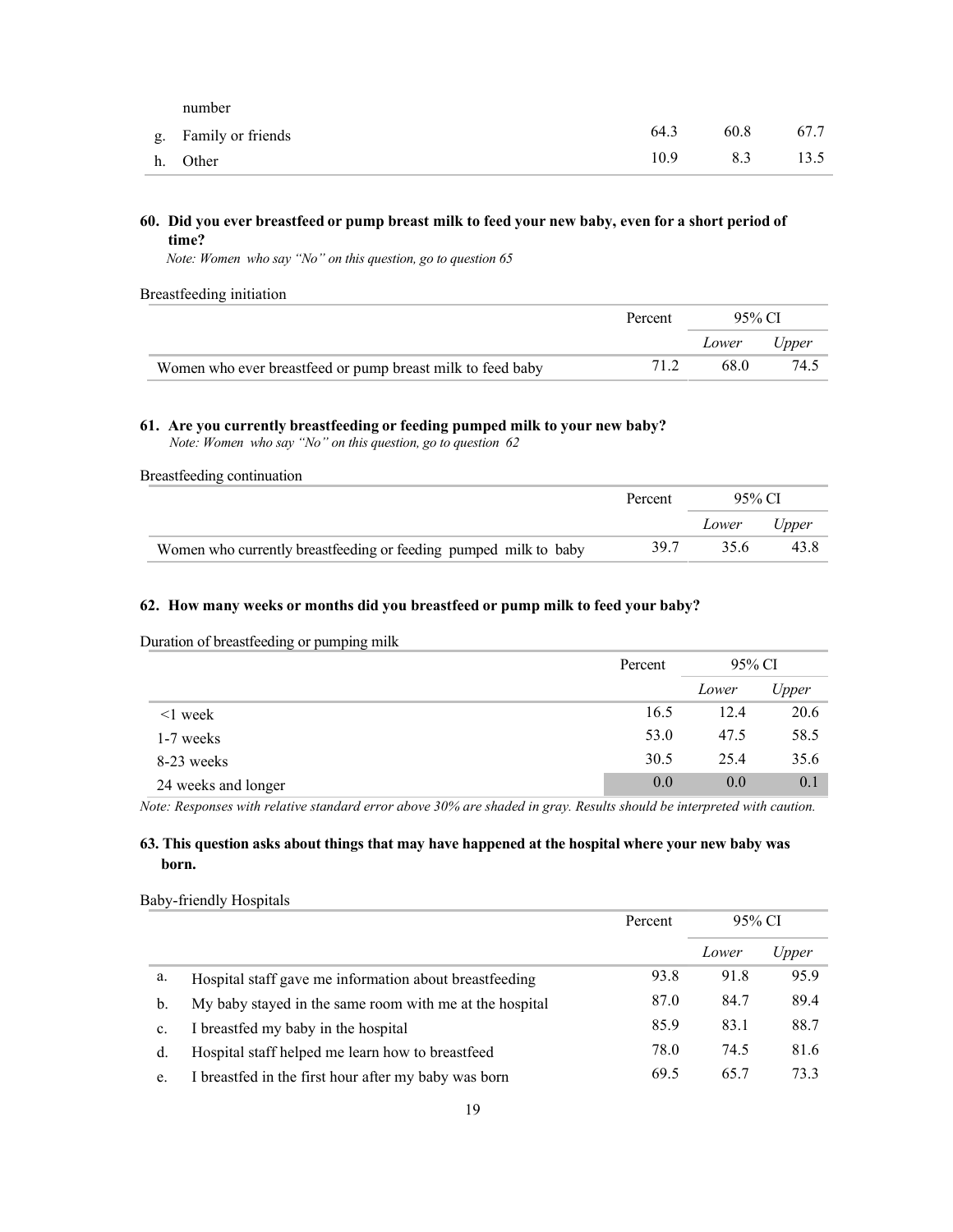| | | Percent | Lower | Upper |
|---|---|---|---|---|
| | number | | | |
| g. | Family or friends | 64.3 | 60.8 | 67.7 |
| h. | Other | 10.9 | 8.3 | 13.5 |

**60. Did you ever breastfeed or pump breast milk to feed your new baby, even for a short period of time?**

*Note: Women who say "No" on this question, go to question 65*

Breastfeeding initiation

| | Percent | 95% CI | |
|---|---|---|---|
| | | *Lower* | *Upper* |
| Women who ever breastfeed or pump breast milk to feed baby | 71.2 | 68.0 | 74.5 |

**61. Are you currently breastfeeding or feeding pumped milk to your new baby?**

*Note: Women who say "No" on this question, go to question 62*

Breastfeeding continuation

| | Percent | 95% CI | |
|---|---|---|---|
| | | *Lower* | *Upper* |
| Women who currently breastfeeding or feeding pumped milk to baby | 39.7 | 35.6 | 43.8 |

**62. How many weeks or months did you breastfeed or pump milk to feed your baby?**

Duration of breastfeeding or pumping milk

| | Percent | 95% CI | |
|---|---|---|---|
| | | *Lower* | *Upper* |
| <1 week | 16.5 | 12.4 | 20.6 |
| 1-7 weeks | 53.0 | 47.5 | 58.5 |
| 8-23 weeks | 30.5 | 25.4 | 35.6 |
| 24 weeks and longer | 0.0 | 0.0 | 0.1 |

*Note: Responses with relative standard error above 30% are shaded in gray. Results should be interpreted with caution.*

**63. This question asks about things that may have happened at the hospital where your new baby was born.**

Baby-friendly Hospitals

| | | Percent | 95% CI | |
|---|---|---|---|---|
| | | | *Lower* | *Upper* |
| a. | Hospital staff gave me information about breastfeeding | 93.8 | 91.8 | 95.9 |
| b. | My baby stayed in the same room with me at the hospital | 87.0 | 84.7 | 89.4 |
| c. | I breastfed my baby in the hospital | 85.9 | 83.1 | 88.7 |
| d. | Hospital staff helped me learn how to breastfeed | 78.0 | 74.5 | 81.6 |
| e. | I breastfed in the first hour after my baby was born | 69.5 | 65.7 | 73.3 |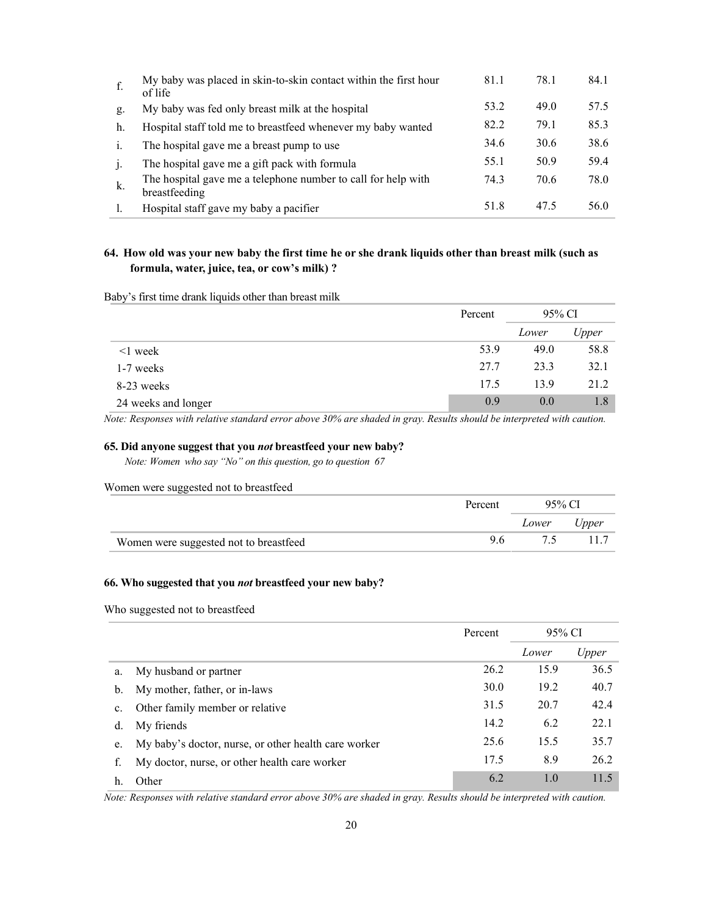| | | Percent | Lower | Upper |
|---|---|---|---|---|
| f. | My baby was placed in skin-to-skin contact within the first hour of life | 81.1 | 78.1 | 84.1 |
| g. | My baby was fed only breast milk at the hospital | 53.2 | 49.0 | 57.5 |
| h. | Hospital staff told me to breastfeed whenever my baby wanted | 82.2 | 79.1 | 85.3 |
| i. | The hospital gave me a breast pump to use | 34.6 | 30.6 | 38.6 |
| j. | The hospital gave me a gift pack with formula | 55.1 | 50.9 | 59.4 |
| k. | The hospital gave me a telephone number to call for help with breastfeeding | 74.3 | 70.6 | 78.0 |
| l. | Hospital staff gave my baby a pacifier | 51.8 | 47.5 | 56.0 |

### 64. How old was your new baby the first time he or she drank liquids other than breast milk (such as formula, water, juice, tea, or cow's milk) ?

Baby's first time drank liquids other than breast milk

| | Percent | 95% CI | |
|---|---|---|---|
| | | *Lower* | *Upper* |
| <1 week | 53.9 | 49.0 | 58.8 |
| 1-7 weeks | 27.7 | 23.3 | 32.1 |
| 8-23 weeks | 17.5 | 13.9 | 21.2 |
| 24 weeks and longer | 0.9 | 0.0 | 1.8 |

*Note: Responses with relative standard error above 30% are shaded in gray. Results should be interpreted with caution.*

### 65. Did anyone suggest that you *not* breastfeed your new baby?

*Note: Women who say "No" on this question, go to question 67*

Women were suggested not to breastfeed

| | Percent | 95% CI | |
|---|---|---|---|
| | | *Lower* | *Upper* |
| Women were suggested not to breastfeed | 9.6 | 7.5 | 11.7 |

### 66. Who suggested that you *not* breastfeed your new baby?

Who suggested not to breastfeed

| | | Percent | 95% CI | |
|---|---|---|---|---|
| | | | *Lower* | *Upper* |
| a. | My husband or partner | 26.2 | 15.9 | 36.5 |
| b. | My mother, father, or in-laws | 30.0 | 19.2 | 40.7 |
| c. | Other family member or relative | 31.5 | 20.7 | 42.4 |
| d. | My friends | 14.2 | 6.2 | 22.1 |
| e. | My baby's doctor, nurse, or other health care worker | 25.6 | 15.5 | 35.7 |
| f. | My doctor, nurse, or other health care worker | 17.5 | 8.9 | 26.2 |
| h. | Other | 6.2 | 1.0 | 11.5 |

*Note: Responses with relative standard error above 30% are shaded in gray. Results should be interpreted with caution.*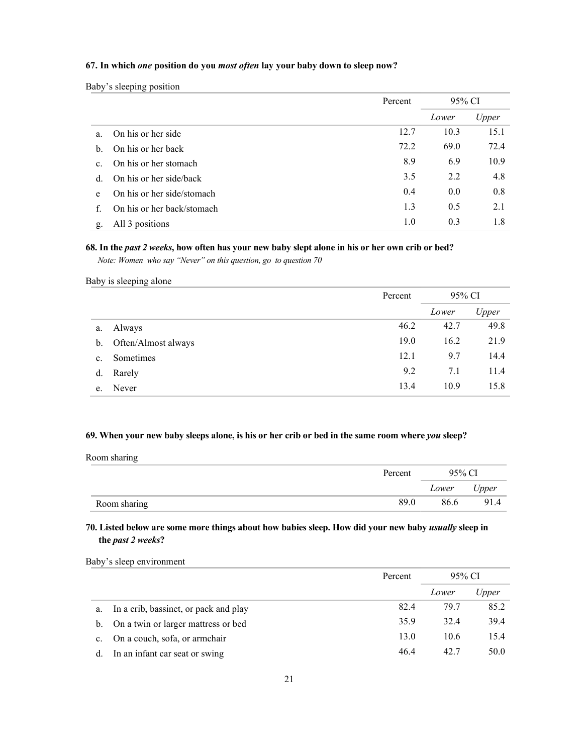**67. In which *one* position do you *most often* lay your baby down to sleep now?**

Baby's sleeping position

| | | Percent | 95% CI | |
|---|---|---|---|---|
| | | | *Lower* | *Upper* |
| a. | On his or her side | 12.7 | 10.3 | 15.1 |
| b. | On his or her back | 72.2 | 69.0 | 72.4 |
| c. | On his or her stomach | 8.9 | 6.9 | 10.9 |
| d. | On his or her side/back | 3.5 | 2.2 | 4.8 |
| e | On his or her side/stomach | 0.4 | 0.0 | 0.8 |
| f. | On his or her back/stomach | 1.3 | 0.5 | 2.1 |
| g. | All 3 positions | 1.0 | 0.3 | 1.8 |

**68. In the *past 2 weeks*, how often has your new baby slept alone in his or her own crib or bed?**

*Note: Women who say "Never" on this question, go to question 70*

Baby is sleeping alone

| | | Percent | 95% CI | |
|---|---|---|---|---|
| | | | *Lower* | *Upper* |
| a. | Always | 46.2 | 42.7 | 49.8 |
| b. | Often/Almost always | 19.0 | 16.2 | 21.9 |
| c. | Sometimes | 12.1 | 9.7 | 14.4 |
| d. | Rarely | 9.2 | 7.1 | 11.4 |
| e. | Never | 13.4 | 10.9 | 15.8 |

**69. When your new baby sleeps alone, is his or her crib or bed in the same room where *you* sleep?**

Room sharing

| | Percent | 95% CI | |
|---|---|---|---|
| | | *Lower* | *Upper* |
| Room sharing | 89.0 | 86.6 | 91.4 |

**70. Listed below are some more things about how babies sleep. How did your new baby *usually* sleep in the *past 2 weeks*?**

Baby's sleep environment

| | | Percent | 95% CI | |
|---|---|---|---|---|
| | | | *Lower* | *Upper* |
| a. | In a crib, bassinet, or pack and play | 82.4 | 79.7 | 85.2 |
| b. | On a twin or larger mattress or bed | 35.9 | 32.4 | 39.4 |
| c. | On a couch, sofa, or armchair | 13.0 | 10.6 | 15.4 |
| d. | In an infant car seat or swing | 46.4 | 42.7 | 50.0 |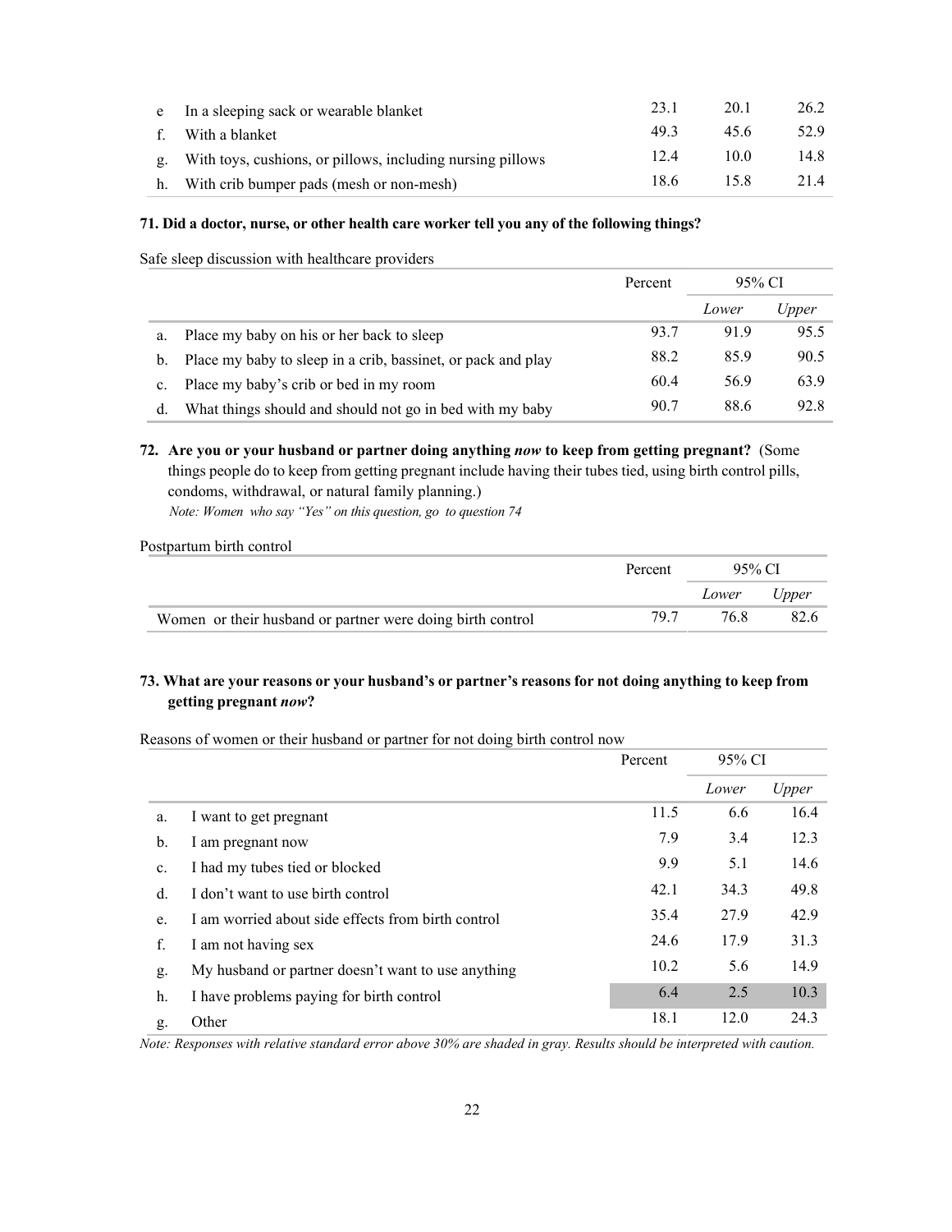| | | Percent | 95% CI | |
|---|---|---|---|---|
| | | | Lower | Upper |
| e | In a sleeping sack or wearable blanket | 23.1 | 20.1 | 26.2 |
| f. | With a blanket | 49.3 | 45.6 | 52.9 |
| g. | With toys, cushions, or pillows, including nursing pillows | 12.4 | 10.0 | 14.8 |
| h. | With crib bumper pads (mesh or non-mesh) | 18.6 | 15.8 | 21.4 |

**71. Did a doctor, nurse, or other health care worker tell you any of the following things?**

Safe sleep discussion with healthcare providers

| | | Percent | 95% CI | |
|---|---|---|---|---|
| | | | *Lower* | *Upper* |
| a. | Place my baby on his or her back to sleep | 93.7 | 91.9 | 95.5 |
| b. | Place my baby to sleep in a crib, bassinet, or pack and play | 88.2 | 85.9 | 90.5 |
| c. | Place my baby's crib or bed in my room | 60.4 | 56.9 | 63.9 |
| d. | What things should and should not go in bed with my baby | 90.7 | 88.6 | 92.8 |

**72. Are you or your husband or partner doing anything *now* to keep from getting pregnant?** (Some things people do to keep from getting pregnant include having their tubes tied, using birth control pills, condoms, withdrawal, or natural family planning.)

*Note: Women who say "Yes" on this question, go to question 74*

Postpartum birth control

| | Percent | 95% CI | |
|---|---|---|---|
| | | *Lower* | *Upper* |
| Women or their husband or partner were doing birth control | 79.7 | 76.8 | 82.6 |

**73. What are your reasons or your husband's or partner's reasons for not doing anything to keep from getting pregnant *now*?**

Reasons of women or their husband or partner for not doing birth control now

| | | Percent | 95% CI | |
|---|---|---|---|---|
| | | | *Lower* | *Upper* |
| a. | I want to get pregnant | 11.5 | 6.6 | 16.4 |
| b. | I am pregnant now | 7.9 | 3.4 | 12.3 |
| c. | I had my tubes tied or blocked | 9.9 | 5.1 | 14.6 |
| d. | I don't want to use birth control | 42.1 | 34.3 | 49.8 |
| e. | I am worried about side effects from birth control | 35.4 | 27.9 | 42.9 |
| f. | I am not having sex | 24.6 | 17.9 | 31.3 |
| g. | My husband or partner doesn't want to use anything | 10.2 | 5.6 | 14.9 |
| h. | I have problems paying for birth control | 6.4 | 2.5 | 10.3 |
| g. | Other | 18.1 | 12.0 | 24.3 |

*Note: Responses with relative standard error above 30% are shaded in gray. Results should be interpreted with caution.*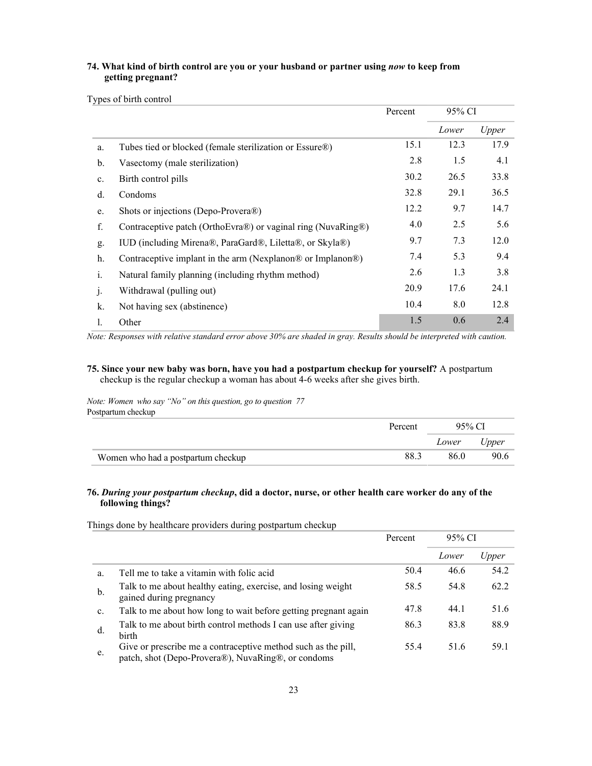**74. What kind of birth control are you or your husband or partner using *now* to keep from getting pregnant?**

Types of birth control

| | | Percent | 95% CI | |
|---|---|---|---|---|
| | | | *Lower* | *Upper* |
| a. | Tubes tied or blocked (female sterilization or Essure®) | 15.1 | 12.3 | 17.9 |
| b. | Vasectomy (male sterilization) | 2.8 | 1.5 | 4.1 |
| c. | Birth control pills | 30.2 | 26.5 | 33.8 |
| d. | Condoms | 32.8 | 29.1 | 36.5 |
| e. | Shots or injections (Depo-Provera®) | 12.2 | 9.7 | 14.7 |
| f. | Contraceptive patch (OrthoEvra®) or vaginal ring (NuvaRing®) | 4.0 | 2.5 | 5.6 |
| g. | IUD (including Mirena®, ParaGard®, Liletta®, or Skyla®) | 9.7 | 7.3 | 12.0 |
| h. | Contraceptive implant in the arm (Nexplanon® or Implanon®) | 7.4 | 5.3 | 9.4 |
| i. | Natural family planning (including rhythm method) | 2.6 | 1.3 | 3.8 |
| j. | Withdrawal (pulling out) | 20.9 | 17.6 | 24.1 |
| k. | Not having sex (abstinence) | 10.4 | 8.0 | 12.8 |
| l. | Other | 1.5 | 0.6 | 2.4 |

*Note: Responses with relative standard error above 30% are shaded in gray. Results should be interpreted with caution.*

**75. Since your new baby was born, have you had a postpartum checkup for yourself?** A postpartum checkup is the regular checkup a woman has about 4-6 weeks after she gives birth.

*Note: Women who say "No" on this question, go to question 77*

Postpartum checkup

| | Percent | 95% CI | |
|---|---|---|---|
| | | *Lower* | *Upper* |
| Women who had a postpartum checkup | 88.3 | 86.0 | 90.6 |

**76. *During your postpartum checkup*, did a doctor, nurse, or other health care worker do any of the following things?**

Things done by healthcare providers during postpartum checkup

| | | Percent | 95% CI | |
|---|---|---|---|---|
| | | | *Lower* | *Upper* |
| a. | Tell me to take a vitamin with folic acid | 50.4 | 46.6 | 54.2 |
| b. | Talk to me about healthy eating, exercise, and losing weight gained during pregnancy | 58.5 | 54.8 | 62.2 |
| c. | Talk to me about how long to wait before getting pregnant again | 47.8 | 44.1 | 51.6 |
| d. | Talk to me about birth control methods I can use after giving birth | 86.3 | 83.8 | 88.9 |
| e. | Give or prescribe me a contraceptive method such as the pill, patch, shot (Depo-Provera®), NuvaRing®, or condoms | 55.4 | 51.6 | 59.1 |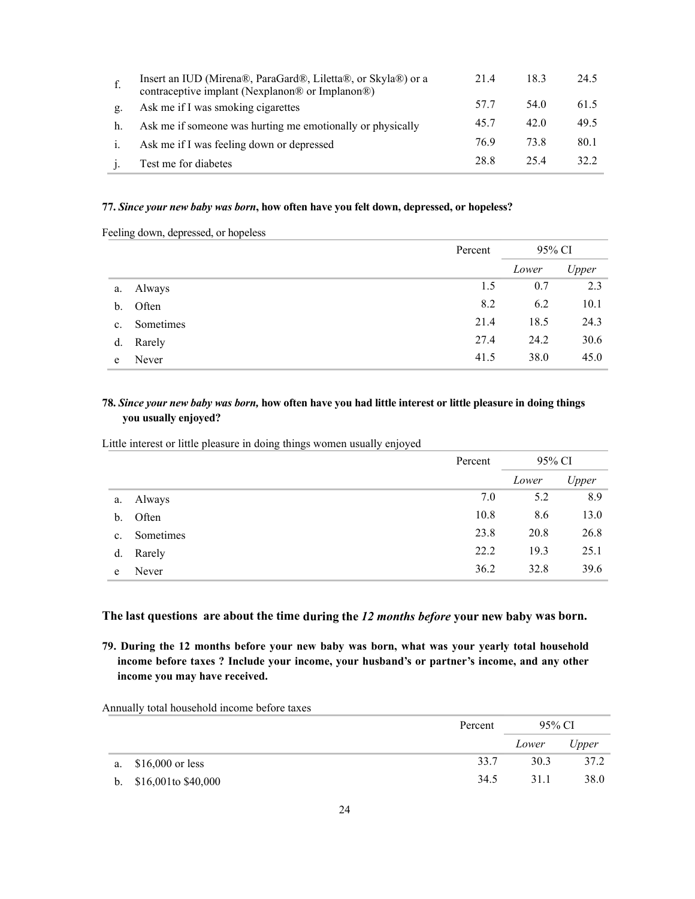| | | Percent | Lower | Upper |
|---|---|---|---|---|
| f. | Insert an IUD (Mirena®, ParaGard®, Liletta®, or Skyla®) or a contraceptive implant (Nexplanon® or Implanon®) | 21.4 | 18.3 | 24.5 |
| g. | Ask me if I was smoking cigarettes | 57.7 | 54.0 | 61.5 |
| h. | Ask me if someone was hurting me emotionally or physically | 45.7 | 42.0 | 49.5 |
| i. | Ask me if I was feeling down or depressed | 76.9 | 73.8 | 80.1 |
| j. | Test me for diabetes | 28.8 | 25.4 | 32.2 |

**77. *Since your new baby was born*, how often have you felt down, depressed, or hopeless?**

Feeling down, depressed, or hopeless

| | | Percent | 95% CI | |
|---|---|---|---|---|
| | | | *Lower* | *Upper* |
| a. | Always | 1.5 | 0.7 | 2.3 |
| b. | Often | 8.2 | 6.2 | 10.1 |
| c. | Sometimes | 21.4 | 18.5 | 24.3 |
| d. | Rarely | 27.4 | 24.2 | 30.6 |
| e | Never | 41.5 | 38.0 | 45.0 |

**78. *Since your new baby was born,* how often have you had little interest or little pleasure in doing things you usually enjoyed?**

Little interest or little pleasure in doing things women usually enjoyed

| | | Percent | 95% CI | |
|---|---|---|---|---|
| | | | *Lower* | *Upper* |
| a. | Always | 7.0 | 5.2 | 8.9 |
| b. | Often | 10.8 | 8.6 | 13.0 |
| c. | Sometimes | 23.8 | 20.8 | 26.8 |
| d. | Rarely | 22.2 | 19.3 | 25.1 |
| e | Never | 36.2 | 32.8 | 39.6 |

## The last questions are about the time during the *12 months before* your new baby was born.

**79. During the 12 months before your new baby was born, what was your yearly total household income before taxes ? Include your income, your husband's or partner's income, and any other income you may have received.**

Annually total household income before taxes

| | | Percent | 95% CI | |
|---|---|---|---|---|
| | | | *Lower* | *Upper* |
| a. | $16,000 or less | 33.7 | 30.3 | 37.2 |
| b. | $16,001to $40,000 | 34.5 | 31.1 | 38.0 |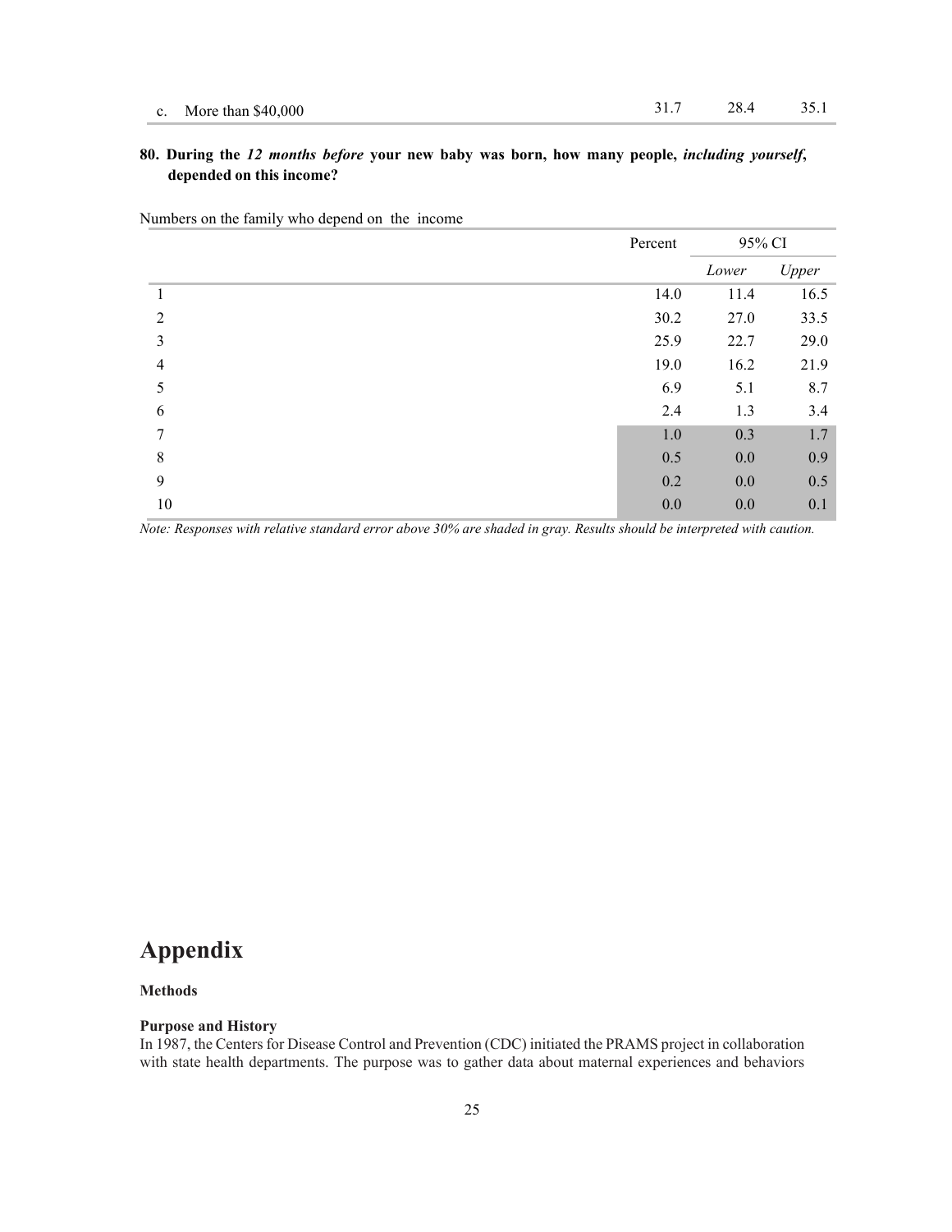| | Percent | 95% CI Lower | 95% CI Upper |
|---|---|---|---|
| c. More than $40,000 | 31.7 | 28.4 | 35.1 |

**80. During the *12 months before* your new baby was born, how many people, *including yourself*, depended on this income?**

Numbers on the family who depend on the income

| | Percent | 95% CI | |
|---|---|---|---|
| | | *Lower* | *Upper* |
| 1 | 14.0 | 11.4 | 16.5 |
| 2 | 30.2 | 27.0 | 33.5 |
| 3 | 25.9 | 22.7 | 29.0 |
| 4 | 19.0 | 16.2 | 21.9 |
| 5 | 6.9 | 5.1 | 8.7 |
| 6 | 2.4 | 1.3 | 3.4 |
| 7 | 1.0 | 0.3 | 1.7 |
| 8 | 0.5 | 0.0 | 0.9 |
| 9 | 0.2 | 0.0 | 0.5 |
| 10 | 0.0 | 0.0 | 0.1 |

*Note: Responses with relative standard error above 30% are shaded in gray. Results should be interpreted with caution.*

# Appendix

**Methods**

**Purpose and History**

In 1987, the Centers for Disease Control and Prevention (CDC) initiated the PRAMS project in collaboration with state health departments. The purpose was to gather data about maternal experiences and behaviors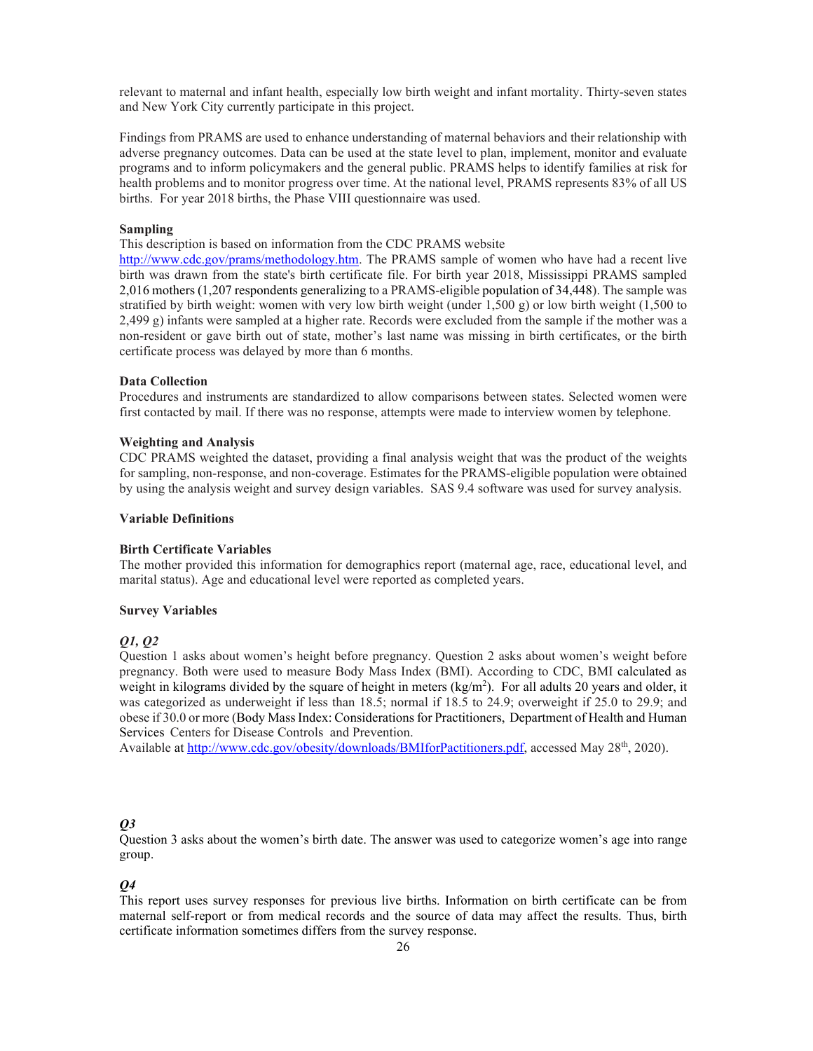relevant to maternal and infant health, especially low birth weight and infant mortality. Thirty-seven states and New York City currently participate in this project.

Findings from PRAMS are used to enhance understanding of maternal behaviors and their relationship with adverse pregnancy outcomes. Data can be used at the state level to plan, implement, monitor and evaluate programs and to inform policymakers and the general public. PRAMS helps to identify families at risk for health problems and to monitor progress over time. At the national level, PRAMS represents 83% of all US births. For year 2018 births, the Phase VIII questionnaire was used.

**Sampling**

This description is based on information from the CDC PRAMS website http://www.cdc.gov/prams/methodology.htm. The PRAMS sample of women who have had a recent live birth was drawn from the state's birth certificate file. For birth year 2018, Mississippi PRAMS sampled 2,016 mothers (1,207 respondents generalizing to a PRAMS-eligible population of 34,448). The sample was stratified by birth weight: women with very low birth weight (under 1,500 g) or low birth weight (1,500 to 2,499 g) infants were sampled at a higher rate. Records were excluded from the sample if the mother was a non-resident or gave birth out of state, mother's last name was missing in birth certificates, or the birth certificate process was delayed by more than 6 months.

**Data Collection**

Procedures and instruments are standardized to allow comparisons between states. Selected women were first contacted by mail. If there was no response, attempts were made to interview women by telephone.

**Weighting and Analysis**

CDC PRAMS weighted the dataset, providing a final analysis weight that was the product of the weights for sampling, non-response, and non-coverage. Estimates for the PRAMS-eligible population were obtained by using the analysis weight and survey design variables. SAS 9.4 software was used for survey analysis.

**Variable Definitions**

**Birth Certificate Variables**

The mother provided this information for demographics report (maternal age, race, educational level, and marital status). Age and educational level were reported as completed years.

**Survey Variables**

***Q1, Q2***

Question 1 asks about women's height before pregnancy. Question 2 asks about women's weight before pregnancy. Both were used to measure Body Mass Index (BMI). According to CDC, BMI calculated as weight in kilograms divided by the square of height in meters ($kg/m^2$). For all adults 20 years and older, it was categorized as underweight if less than 18.5; normal if 18.5 to 24.9; overweight if 25.0 to 29.9; and obese if 30.0 or more (Body Mass Index: Considerations for Practitioners, Department of Health and Human Services Centers for Disease Controls and Prevention. Available at http://www.cdc.gov/obesity/downloads/BMIforPactitioners.pdf, accessed May 28th, 2020).

***Q3***

Question 3 asks about the women's birth date. The answer was used to categorize women's age into range group.

***Q4***

This report uses survey responses for previous live births. Information on birth certificate can be from maternal self-report or from medical records and the source of data may affect the results. Thus, birth certificate information sometimes differs from the survey response.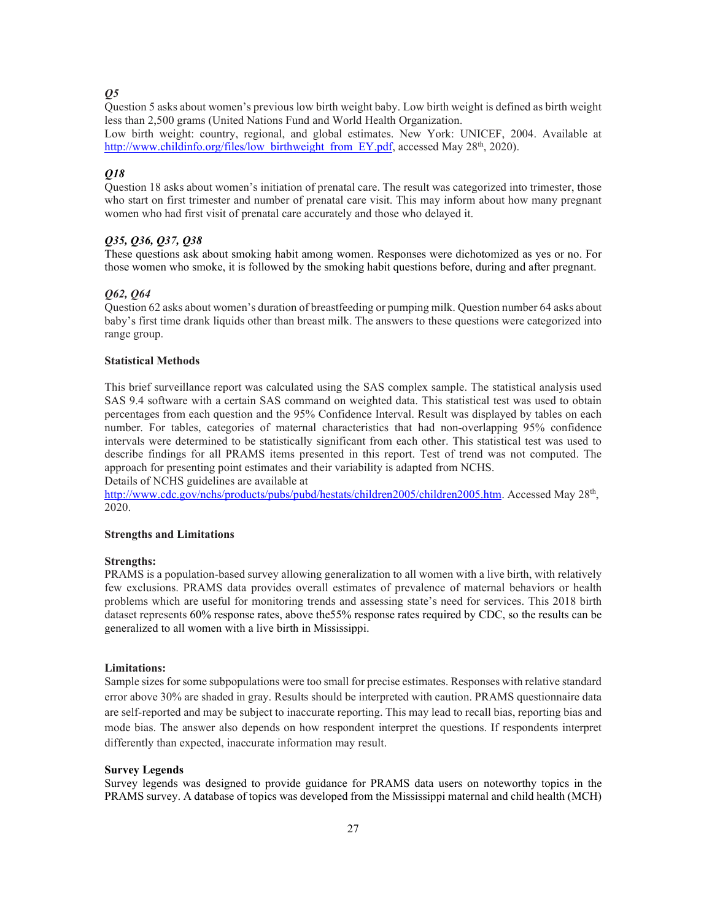### *Q5*

Question 5 asks about women's previous low birth weight baby. Low birth weight is defined as birth weight less than 2,500 grams (United Nations Fund and World Health Organization.
Low birth weight: country, regional, and global estimates. New York: UNICEF, 2004. Available at http://www.childinfo.org/files/low_birthweight_from_EY.pdf, accessed May 28th, 2020).

### *Q18*

Question 18 asks about women's initiation of prenatal care. The result was categorized into trimester, those who start on first trimester and number of prenatal care visit. This may inform about how many pregnant women who had first visit of prenatal care accurately and those who delayed it.

### *Q35, Q36, Q37, Q38*

These questions ask about smoking habit among women. Responses were dichotomized as yes or no. For those women who smoke, it is followed by the smoking habit questions before, during and after pregnant.

### *Q62, Q64*

Question 62 asks about women's duration of breastfeeding or pumping milk. Question number 64 asks about baby's first time drank liquids other than breast milk. The answers to these questions were categorized into range group.

**Statistical Methods**

This brief surveillance report was calculated using the SAS complex sample. The statistical analysis used SAS 9.4 software with a certain SAS command on weighted data. This statistical test was used to obtain percentages from each question and the 95% Confidence Interval. Result was displayed by tables on each number. For tables, categories of maternal characteristics that had non-overlapping 95% confidence intervals were determined to be statistically significant from each other. This statistical test was used to describe findings for all PRAMS items presented in this report. Test of trend was not computed. The approach for presenting point estimates and their variability is adapted from NCHS.
Details of NCHS guidelines are available at
http://www.cdc.gov/nchs/products/pubs/pubd/hestats/children2005/children2005.htm. Accessed May 28th, 2020.

**Strengths and Limitations**

**Strengths:**
PRAMS is a population-based survey allowing generalization to all women with a live birth, with relatively few exclusions. PRAMS data provides overall estimates of prevalence of maternal behaviors or health problems which are useful for monitoring trends and assessing state's need for services. This 2018 birth dataset represents 60% response rates, above the55% response rates required by CDC, so the results can be generalized to all women with a live birth in Mississippi.

**Limitations:**
Sample sizes for some subpopulations were too small for precise estimates. Responses with relative standard error above 30% are shaded in gray. Results should be interpreted with caution. PRAMS questionnaire data are self-reported and may be subject to inaccurate reporting. This may lead to recall bias, reporting bias and mode bias. The answer also depends on how respondent interpret the questions. If respondents interpret differently than expected, inaccurate information may result.

**Survey Legends**

Survey legends was designed to provide guidance for PRAMS data users on noteworthy topics in the PRAMS survey. A database of topics was developed from the Mississippi maternal and child health (MCH)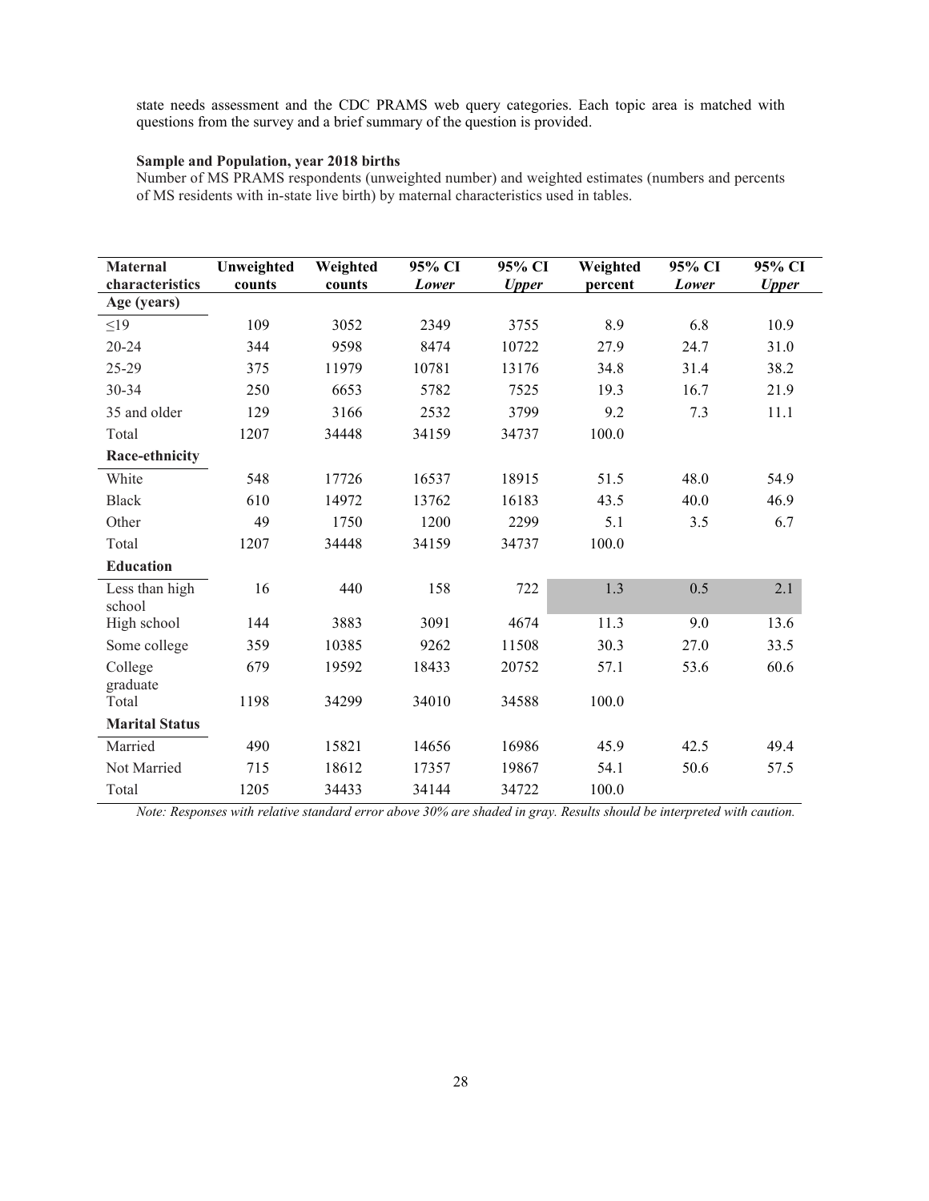state needs assessment and the CDC PRAMS web query categories. Each topic area is matched with questions from the survey and a brief summary of the question is provided.

**Sample and Population, year 2018 births**

Number of MS PRAMS respondents (unweighted number) and weighted estimates (numbers and percents of MS residents with in-state live birth) by maternal characteristics used in tables.

| Maternal characteristics | Unweighted counts | Weighted counts | 95% CI *Lower* | 95% CI *Upper* | Weighted percent | 95% CI *Lower* | 95% CI *Upper* |
|---|---|---|---|---|---|---|---|
| **Age (years)** | | | | | | | |
| ≤19 | 109 | 3052 | 2349 | 3755 | 8.9 | 6.8 | 10.9 |
| 20-24 | 344 | 9598 | 8474 | 10722 | 27.9 | 24.7 | 31.0 |
| 25-29 | 375 | 11979 | 10781 | 13176 | 34.8 | 31.4 | 38.2 |
| 30-34 | 250 | 6653 | 5782 | 7525 | 19.3 | 16.7 | 21.9 |
| 35 and older | 129 | 3166 | 2532 | 3799 | 9.2 | 7.3 | 11.1 |
| Total | 1207 | 34448 | 34159 | 34737 | 100.0 | | |
| **Race-ethnicity** | | | | | | | |
| White | 548 | 17726 | 16537 | 18915 | 51.5 | 48.0 | 54.9 |
| Black | 610 | 14972 | 13762 | 16183 | 43.5 | 40.0 | 46.9 |
| Other | 49 | 1750 | 1200 | 2299 | 5.1 | 3.5 | 6.7 |
| Total | 1207 | 34448 | 34159 | 34737 | 100.0 | | |
| **Education** | | | | | | | |
| Less than high school | 16 | 440 | 158 | 722 | 1.3 | 0.5 | 2.1 |
| High school | 144 | 3883 | 3091 | 4674 | 11.3 | 9.0 | 13.6 |
| Some college | 359 | 10385 | 9262 | 11508 | 30.3 | 27.0 | 33.5 |
| College graduate | 679 | 19592 | 18433 | 20752 | 57.1 | 53.6 | 60.6 |
| Total | 1198 | 34299 | 34010 | 34588 | 100.0 | | |
| **Marital Status** | | | | | | | |
| Married | 490 | 15821 | 14656 | 16986 | 45.9 | 42.5 | 49.4 |
| Not Married | 715 | 18612 | 17357 | 19867 | 54.1 | 50.6 | 57.5 |
| Total | 1205 | 34433 | 34144 | 34722 | 100.0 | | |

*Note: Responses with relative standard error above 30% are shaded in gray. Results should be interpreted with caution.*